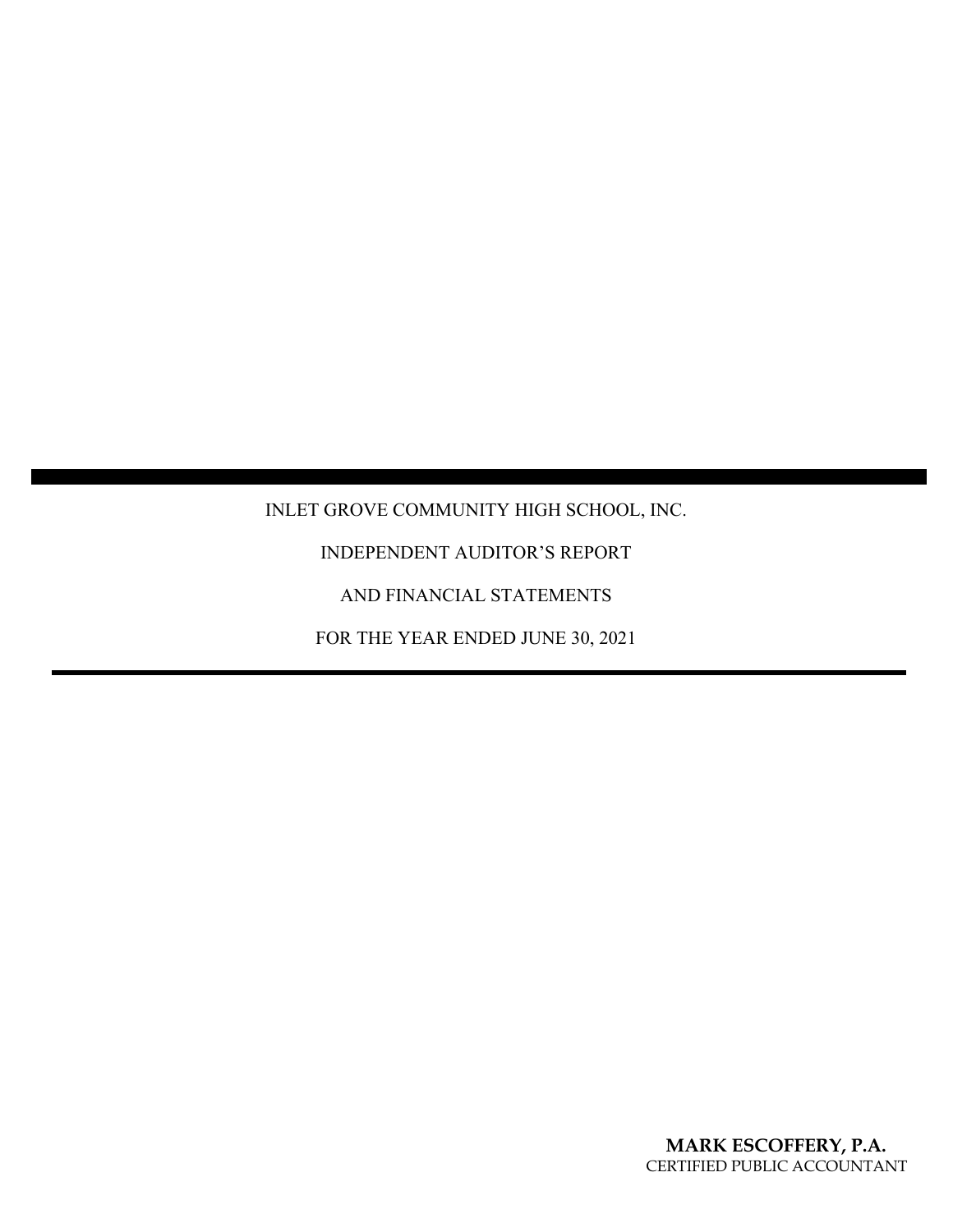# INLET GROVE COMMUNITY HIGH SCHOOL, INC.

INDEPENDENT AUDITOR'S REPORT

AND FINANCIAL STATEMENTS

FOR THE YEAR ENDED JUNE 30, 2021

**MARK ESCOFFERY, P.A.**
CERTIFIED PUBLIC ACCOUNTANT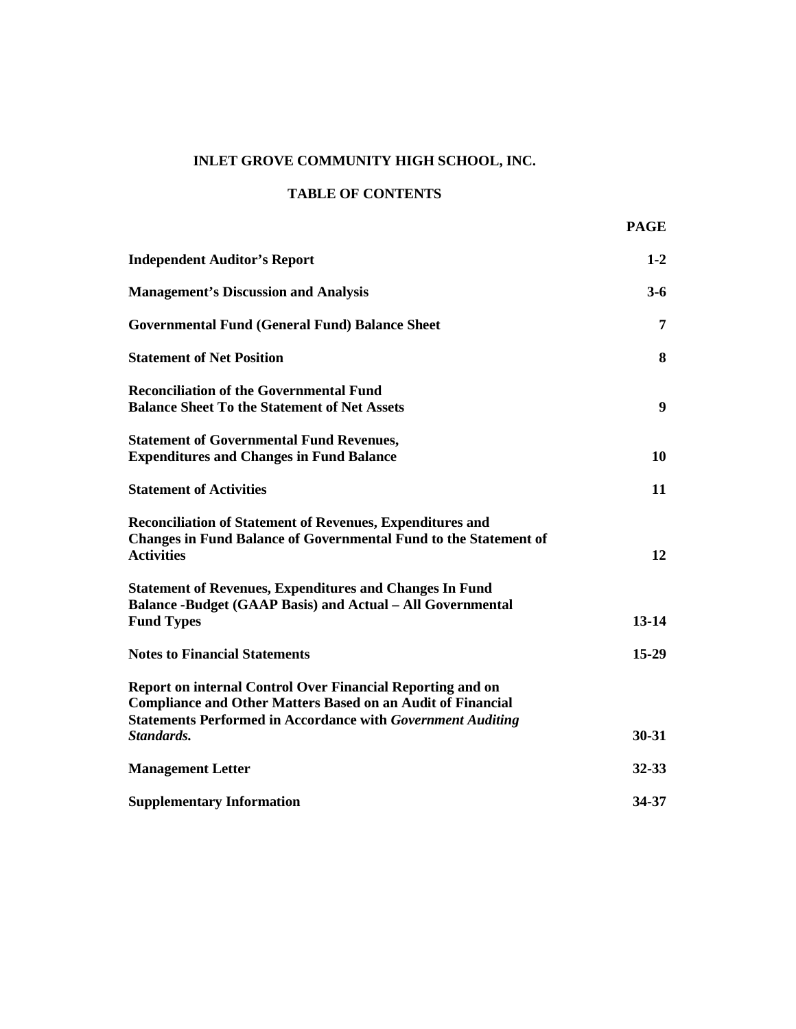# INLET GROVE COMMUNITY HIGH SCHOOL, INC.

## TABLE OF CONTENTS

| | PAGE |
|---|---|
| **Independent Auditor's Report** | **1-2** |
| **Management's Discussion and Analysis** | **3-6** |
| **Governmental Fund (General Fund) Balance Sheet** | **7** |
| **Statement of Net Position** | **8** |
| **Reconciliation of the Governmental Fund Balance Sheet To the Statement of Net Assets** | **9** |
| **Statement of Governmental Fund Revenues, Expenditures and Changes in Fund Balance** | **10** |
| **Statement of Activities** | **11** |
| **Reconciliation of Statement of Revenues, Expenditures and Changes in Fund Balance of Governmental Fund to the Statement of Activities** | **12** |
| **Statement of Revenues, Expenditures and Changes In Fund Balance -Budget (GAAP Basis) and Actual – All Governmental Fund Types** | **13-14** |
| **Notes to Financial Statements** | **15-29** |
| **Report on internal Control Over Financial Reporting and on Compliance and Other Matters Based on an Audit of Financial Statements Performed in Accordance with *Government Auditing Standards.*** | **30-31** |
| **Management Letter** | **32-33** |
| **Supplementary Information** | **34-37** |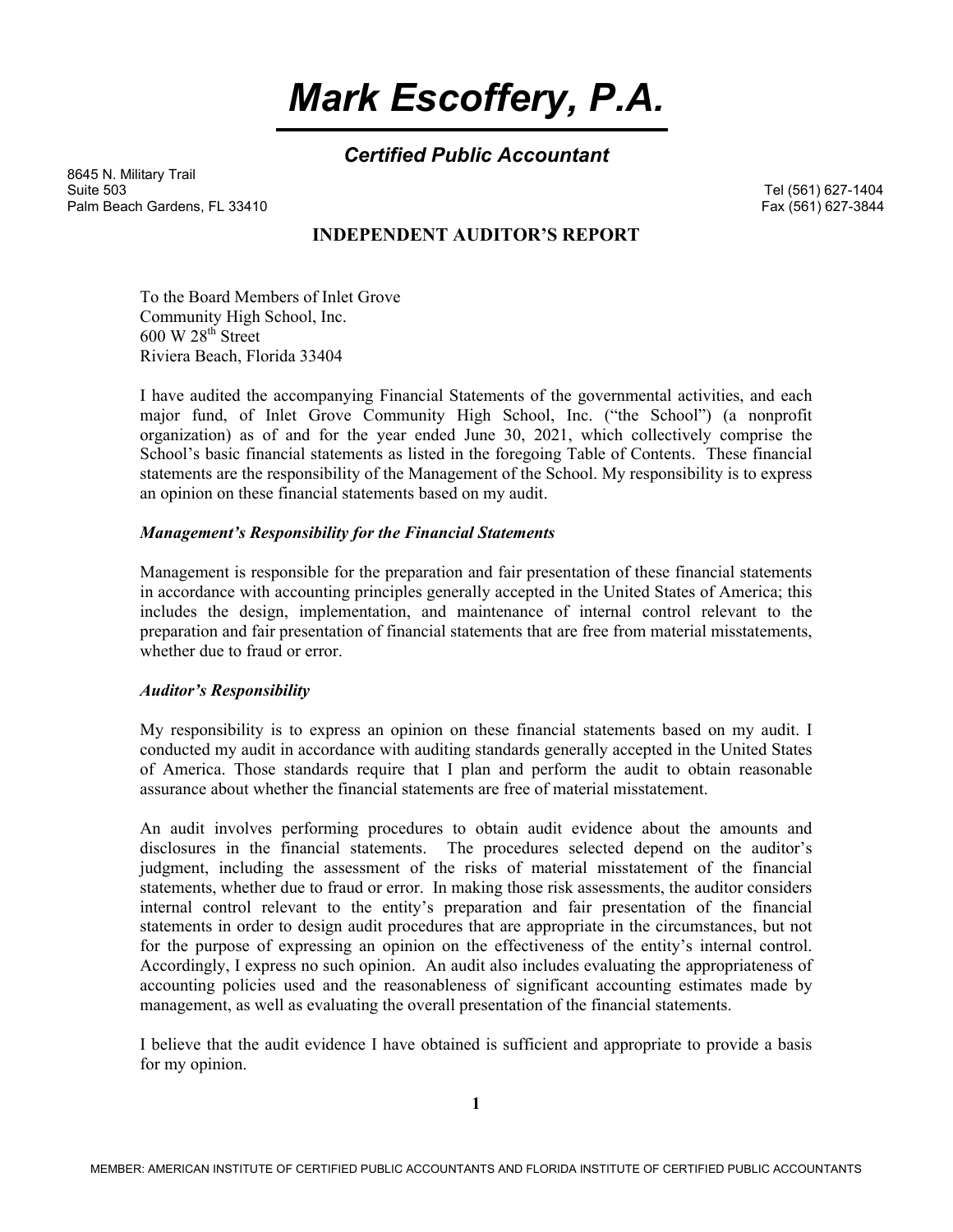# *Mark Escoffery, P.A.*

## *Certified Public Accountant*

8645 N. Military Trail
Suite 503
Palm Beach Gardens, FL 33410

Tel (561) 627-1404
Fax (561) 627-3844

## INDEPENDENT AUDITOR'S REPORT

To the Board Members of Inlet Grove
Community High School, Inc.
600 W 28th Street
Riviera Beach, Florida 33404

I have audited the accompanying Financial Statements of the governmental activities, and each major fund, of Inlet Grove Community High School, Inc. ("the School") (a nonprofit organization) as of and for the year ended June 30, 2021, which collectively comprise the School's basic financial statements as listed in the foregoing Table of Contents. These financial statements are the responsibility of the Management of the School. My responsibility is to express an opinion on these financial statements based on my audit.

***Management's Responsibility for the Financial Statements***

Management is responsible for the preparation and fair presentation of these financial statements in accordance with accounting principles generally accepted in the United States of America; this includes the design, implementation, and maintenance of internal control relevant to the preparation and fair presentation of financial statements that are free from material misstatements, whether due to fraud or error.

***Auditor's Responsibility***

My responsibility is to express an opinion on these financial statements based on my audit. I conducted my audit in accordance with auditing standards generally accepted in the United States of America. Those standards require that I plan and perform the audit to obtain reasonable assurance about whether the financial statements are free of material misstatement.

An audit involves performing procedures to obtain audit evidence about the amounts and disclosures in the financial statements. The procedures selected depend on the auditor's judgment, including the assessment of the risks of material misstatement of the financial statements, whether due to fraud or error. In making those risk assessments, the auditor considers internal control relevant to the entity's preparation and fair presentation of the financial statements in order to design audit procedures that are appropriate in the circumstances, but not for the purpose of expressing an opinion on the effectiveness of the entity's internal control. Accordingly, I express no such opinion. An audit also includes evaluating the appropriateness of accounting policies used and the reasonableness of significant accounting estimates made by management, as well as evaluating the overall presentation of the financial statements.

I believe that the audit evidence I have obtained is sufficient and appropriate to provide a basis for my opinion.

MEMBER: AMERICAN INSTITUTE OF CERTIFIED PUBLIC ACCOUNTANTS AND FLORIDA INSTITUTE OF CERTIFIED PUBLIC ACCOUNTANTS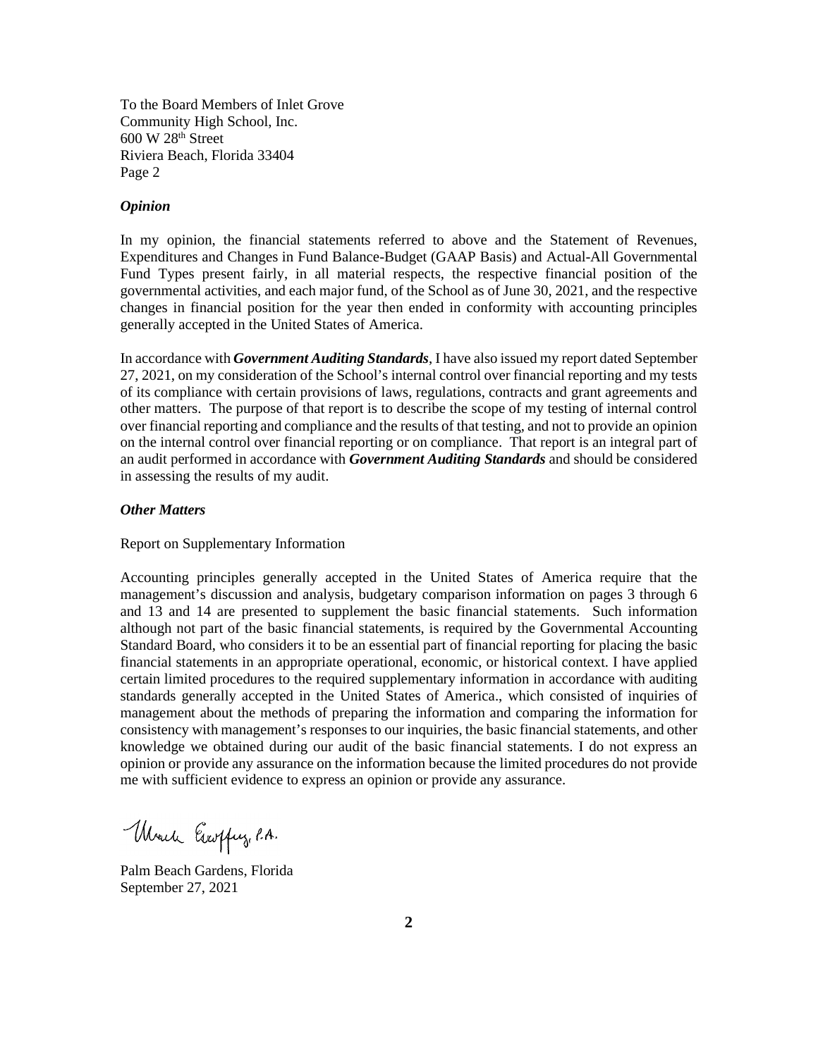To the Board Members of Inlet Grove
Community High School, Inc.
600 W 28th Street
Riviera Beach, Florida 33404
Page 2

***Opinion***

In my opinion, the financial statements referred to above and the Statement of Revenues, Expenditures and Changes in Fund Balance-Budget (GAAP Basis) and Actual-All Governmental Fund Types present fairly, in all material respects, the respective financial position of the governmental activities, and each major fund, of the School as of June 30, 2021, and the respective changes in financial position for the year then ended in conformity with accounting principles generally accepted in the United States of America.

In accordance with ***Government Auditing Standards***, I have also issued my report dated September 27, 2021, on my consideration of the School's internal control over financial reporting and my tests of its compliance with certain provisions of laws, regulations, contracts and grant agreements and other matters. The purpose of that report is to describe the scope of my testing of internal control over financial reporting and compliance and the results of that testing, and not to provide an opinion on the internal control over financial reporting or on compliance. That report is an integral part of an audit performed in accordance with ***Government Auditing Standards*** and should be considered in assessing the results of my audit.

***Other Matters***

Report on Supplementary Information

Accounting principles generally accepted in the United States of America require that the management's discussion and analysis, budgetary comparison information on pages 3 through 6 and 13 and 14 are presented to supplement the basic financial statements. Such information although not part of the basic financial statements, is required by the Governmental Accounting Standard Board, who considers it to be an essential part of financial reporting for placing the basic financial statements in an appropriate operational, economic, or historical context. I have applied certain limited procedures to the required supplementary information in accordance with auditing standards generally accepted in the United States of America., which consisted of inquiries of management about the methods of preparing the information and comparing the information for consistency with management's responses to our inquiries, the basic financial statements, and other knowledge we obtained during our audit of the basic financial statements. I do not express an opinion or provide any assurance on the information because the limited procedures do not provide me with sufficient evidence to express an opinion or provide any assurance.

Mark Escoffery, P.A.

Palm Beach Gardens, Florida
September 27, 2021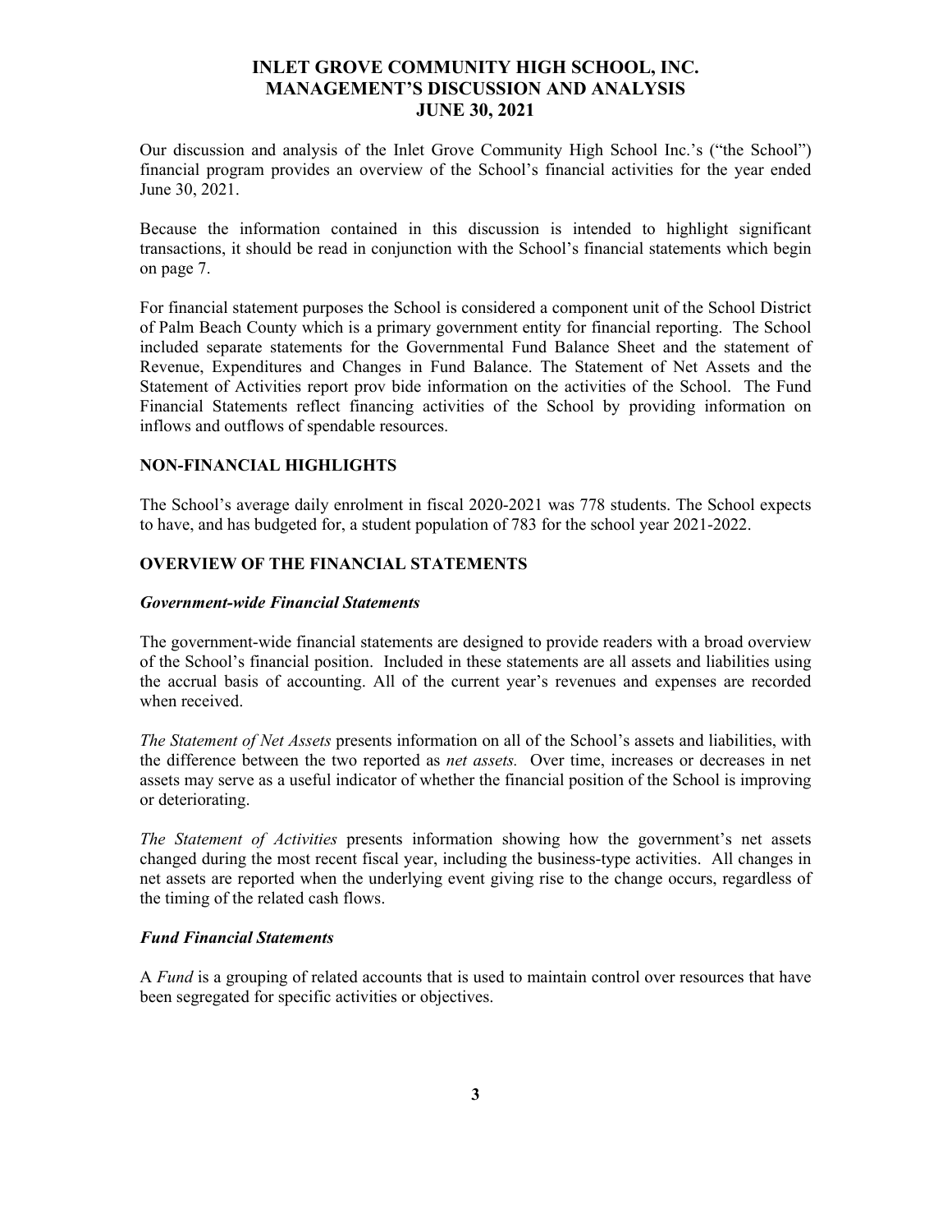# INLET GROVE COMMUNITY HIGH SCHOOL, INC.
# MANAGEMENT'S DISCUSSION AND ANALYSIS
# JUNE 30, 2021

Our discussion and analysis of the Inlet Grove Community High School Inc.'s ("the School") financial program provides an overview of the School's financial activities for the year ended June 30, 2021.

Because the information contained in this discussion is intended to highlight significant transactions, it should be read in conjunction with the School's financial statements which begin on page 7.

For financial statement purposes the School is considered a component unit of the School District of Palm Beach County which is a primary government entity for financial reporting. The School included separate statements for the Governmental Fund Balance Sheet and the statement of Revenue, Expenditures and Changes in Fund Balance. The Statement of Net Assets and the Statement of Activities report prov bide information on the activities of the School. The Fund Financial Statements reflect financing activities of the School by providing information on inflows and outflows of spendable resources.

## NON-FINANCIAL HIGHLIGHTS

The School's average daily enrolment in fiscal 2020-2021 was 778 students. The School expects to have, and has budgeted for, a student population of 783 for the school year 2021-2022.

## OVERVIEW OF THE FINANCIAL STATEMENTS

### *Government-wide Financial Statements*

The government-wide financial statements are designed to provide readers with a broad overview of the School's financial position. Included in these statements are all assets and liabilities using the accrual basis of accounting. All of the current year's revenues and expenses are recorded when received.

*The Statement of Net Assets* presents information on all of the School's assets and liabilities, with the difference between the two reported as *net assets.* Over time, increases or decreases in net assets may serve as a useful indicator of whether the financial position of the School is improving or deteriorating.

*The Statement of Activities* presents information showing how the government's net assets changed during the most recent fiscal year, including the business-type activities. All changes in net assets are reported when the underlying event giving rise to the change occurs, regardless of the timing of the related cash flows.

### *Fund Financial Statements*

A *Fund* is a grouping of related accounts that is used to maintain control over resources that have been segregated for specific activities or objectives.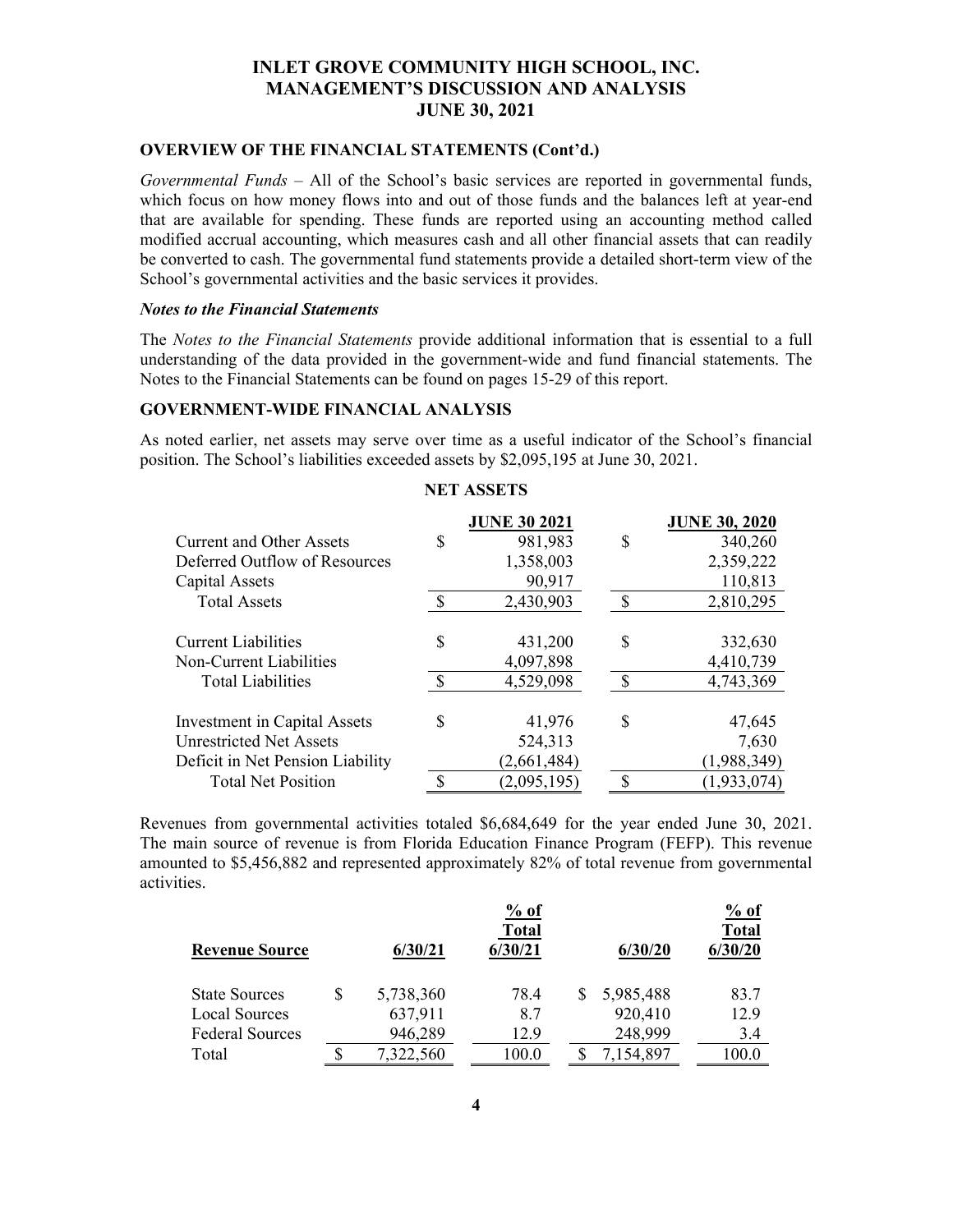# INLET GROVE COMMUNITY HIGH SCHOOL, INC.
# MANAGEMENT'S DISCUSSION AND ANALYSIS
# JUNE 30, 2021

## OVERVIEW OF THE FINANCIAL STATEMENTS (Cont'd.)

*Governmental Funds* – All of the School's basic services are reported in governmental funds, which focus on how money flows into and out of those funds and the balances left at year-end that are available for spending. These funds are reported using an accounting method called modified accrual accounting, which measures cash and all other financial assets that can readily be converted to cash. The governmental fund statements provide a detailed short-term view of the School's governmental activities and the basic services it provides.

### *Notes to the Financial Statements*

The *Notes to the Financial Statements* provide additional information that is essential to a full understanding of the data provided in the government-wide and fund financial statements. The Notes to the Financial Statements can be found on pages 15-29 of this report.

## GOVERNMENT-WIDE FINANCIAL ANALYSIS

As noted earlier, net assets may serve over time as a useful indicator of the School's financial position. The School's liabilities exceeded assets by $2,095,195 at June 30, 2021.

**NET ASSETS**

| | JUNE 30 2021 | JUNE 30, 2020 |
|---|---|---|
| Current and Other Assets | $ 981,983 | $ 340,260 |
| Deferred Outflow of Resources | 1,358,003 | 2,359,222 |
| Capital Assets | 90,917 | 110,813 |
| Total Assets | $ 2,430,903 | $ 2,810,295 |
| | | |
| Current Liabilities | $ 431,200 | $ 332,630 |
| Non-Current Liabilities | 4,097,898 | 4,410,739 |
| Total Liabilities | $ 4,529,098 | $ 4,743,369 |
| | | |
| Investment in Capital Assets | $ 41,976 | $ 47,645 |
| Unrestricted Net Assets | 524,313 | 7,630 |
| Deficit in Net Pension Liability | (2,661,484) | (1,988,349) |
| Total Net Position | $ (2,095,195) | $ (1,933,074) |

Revenues from governmental activities totaled $6,684,649 for the year ended June 30, 2021. The main source of revenue is from Florida Education Finance Program (FEFP). This revenue amounted to $5,456,882 and represented approximately 82% of total revenue from governmental activities.

| Revenue Source | 6/30/21 | % of Total 6/30/21 | 6/30/20 | % of Total 6/30/20 |
|---|---|---|---|---|
| State Sources | $ 5,738,360 | 78.4 | $ 5,985,488 | 83.7 |
| Local Sources | 637,911 | 8.7 | 920,410 | 12.9 |
| Federal Sources | 946,289 | 12.9 | 248,999 | 3.4 |
| Total | $ 7,322,560 | 100.0 | $ 7,154,897 | 100.0 |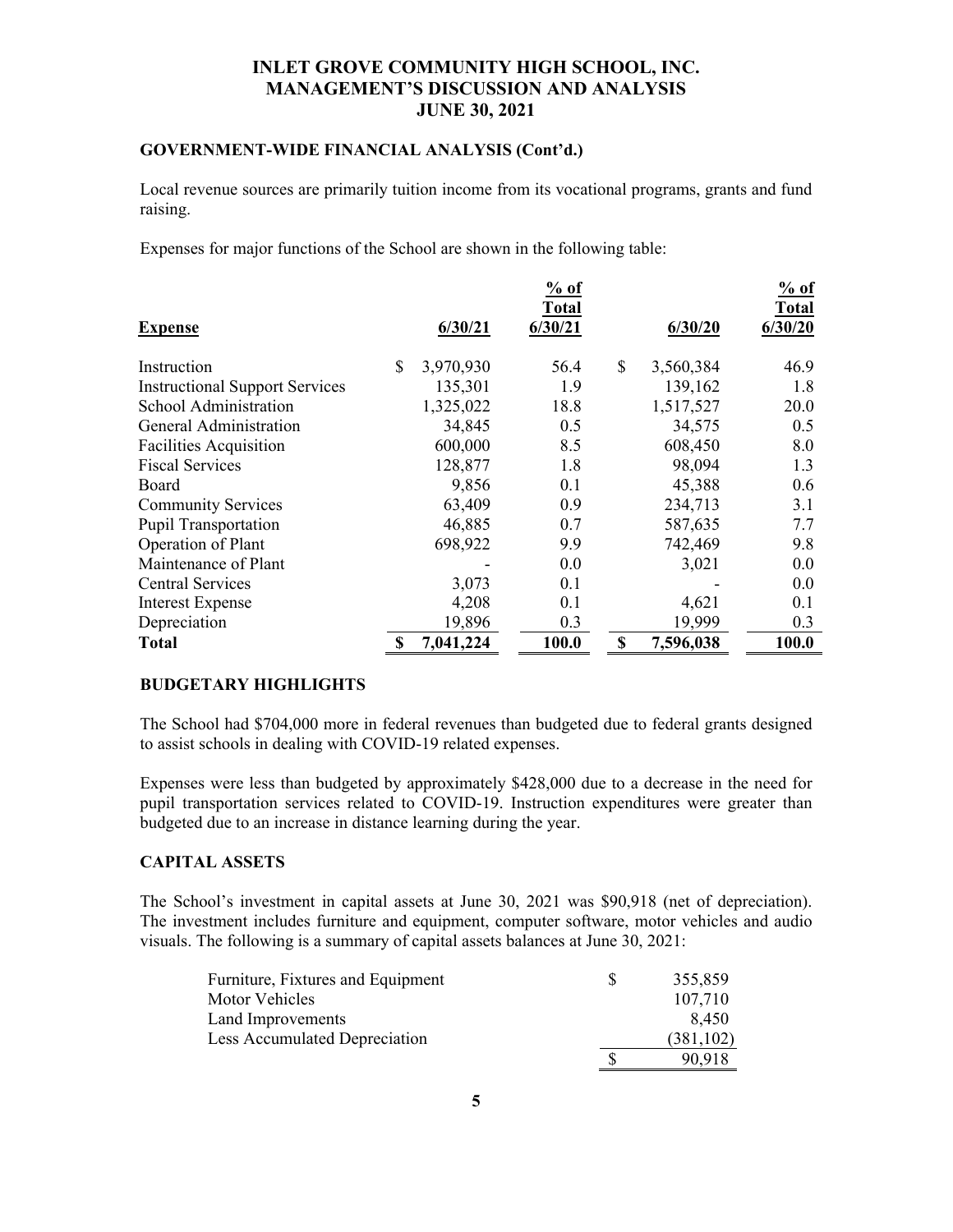# INLET GROVE COMMUNITY HIGH SCHOOL, INC.
# MANAGEMENT'S DISCUSSION AND ANALYSIS
# JUNE 30, 2021

## GOVERNMENT-WIDE FINANCIAL ANALYSIS (Cont'd.)

Local revenue sources are primarily tuition income from its vocational programs, grants and fund raising.

Expenses for major functions of the School are shown in the following table:

| Expense | 6/30/21 | % of Total 6/30/21 | 6/30/20 | % of Total 6/30/20 |
|---|---|---|---|---|
| Instruction | $ 3,970,930 | 56.4 | $ 3,560,384 | 46.9 |
| Instructional Support Services | 135,301 | 1.9 | 139,162 | 1.8 |
| School Administration | 1,325,022 | 18.8 | 1,517,527 | 20.0 |
| General Administration | 34,845 | 0.5 | 34,575 | 0.5 |
| Facilities Acquisition | 600,000 | 8.5 | 608,450 | 8.0 |
| Fiscal Services | 128,877 | 1.8 | 98,094 | 1.3 |
| Board | 9,856 | 0.1 | 45,388 | 0.6 |
| Community Services | 63,409 | 0.9 | 234,713 | 3.1 |
| Pupil Transportation | 46,885 | 0.7 | 587,635 | 7.7 |
| Operation of Plant | 698,922 | 9.9 | 742,469 | 9.8 |
| Maintenance of Plant | - | 0.0 | 3,021 | 0.0 |
| Central Services | 3,073 | 0.1 | - | 0.0 |
| Interest Expense | 4,208 | 0.1 | 4,621 | 0.1 |
| Depreciation | 19,896 | 0.3 | 19,999 | 0.3 |
| **Total** | **$ 7,041,224** | **100.0** | **$ 7,596,038** | **100.0** |

## BUDGETARY HIGHLIGHTS

The School had $704,000 more in federal revenues than budgeted due to federal grants designed to assist schools in dealing with COVID-19 related expenses.

Expenses were less than budgeted by approximately $428,000 due to a decrease in the need for pupil transportation services related to COVID-19. Instruction expenditures were greater than budgeted due to an increase in distance learning during the year.

## CAPITAL ASSETS

The School's investment in capital assets at June 30, 2021 was $90,918 (net of depreciation). The investment includes furniture and equipment, computer software, motor vehicles and audio visuals. The following is a summary of capital assets balances at June 30, 2021:

| | |
|---|---|
| Furniture, Fixtures and Equipment | $ 355,859 |
| Motor Vehicles | 107,710 |
| Land Improvements | 8,450 |
| Less Accumulated Depreciation | (381,102) |
| | $ 90,918 |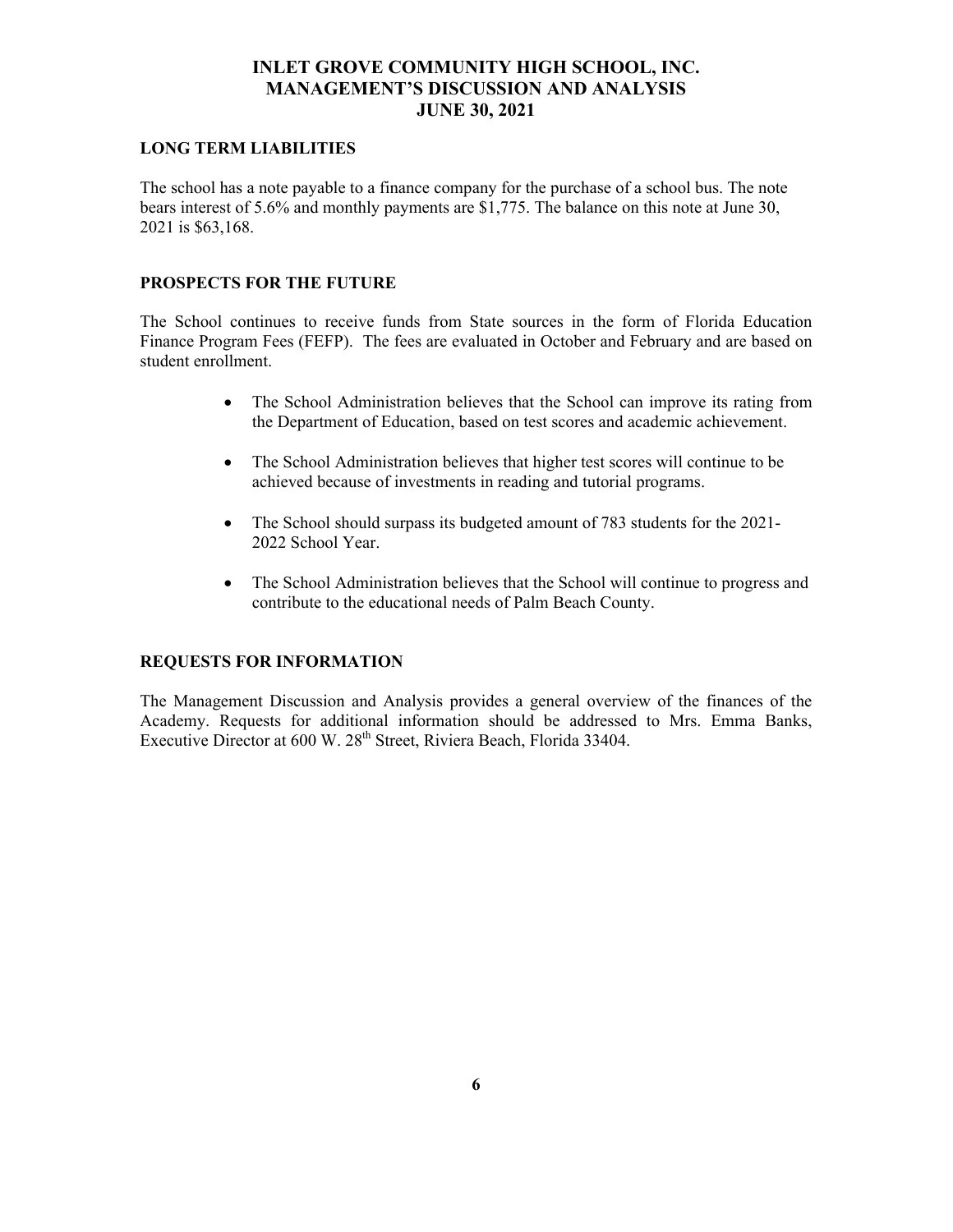## LONG TERM LIABILITIES

The school has a note payable to a finance company for the purchase of a school bus. The note bears interest of 5.6% and monthly payments are $1,775. The balance on this note at June 30, 2021 is $63,168.

## PROSPECTS FOR THE FUTURE

The School continues to receive funds from State sources in the form of Florida Education Finance Program Fees (FEFP). The fees are evaluated in October and February and are based on student enrollment.

- The School Administration believes that the School can improve its rating from the Department of Education, based on test scores and academic achievement.
- The School Administration believes that higher test scores will continue to be achieved because of investments in reading and tutorial programs.
- The School should surpass its budgeted amount of 783 students for the 2021-2022 School Year.
- The School Administration believes that the School will continue to progress and contribute to the educational needs of Palm Beach County.

## REQUESTS FOR INFORMATION

The Management Discussion and Analysis provides a general overview of the finances of the Academy. Requests for additional information should be addressed to Mrs. Emma Banks, Executive Director at 600 W. 28th Street, Riviera Beach, Florida 33404.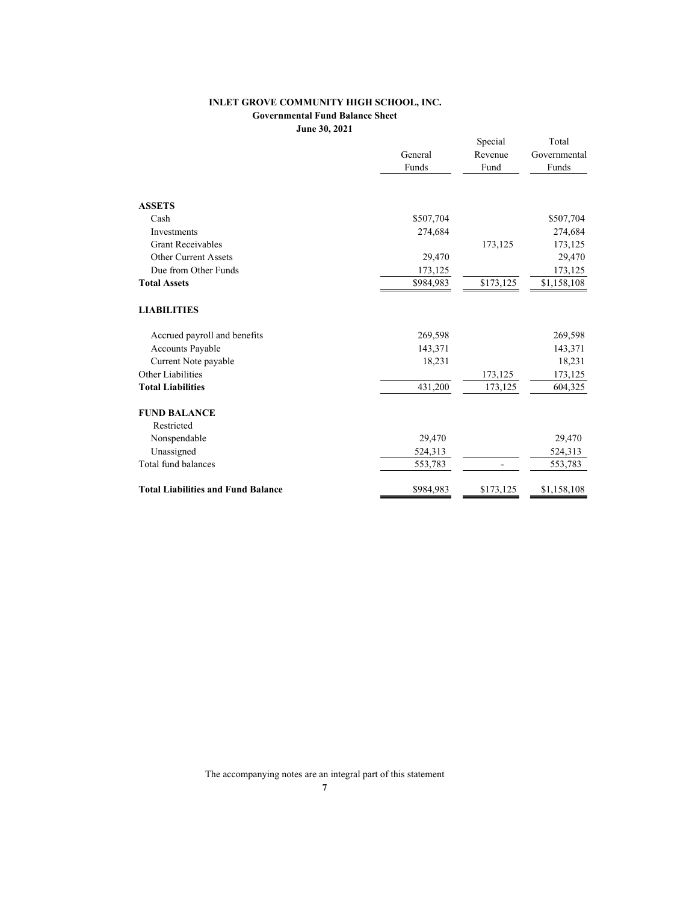**INLET GROVE COMMUNITY HIGH SCHOOL, INC.**

**Governmental Fund Balance Sheet**

**June 30, 2021**

| | General Funds | Special Revenue Fund | Total Governmental Funds |
|---|---|---|---|
| **ASSETS** | | | |
| Cash | $507,704 | | $507,704 |
| Investments | 274,684 | | 274,684 |
| Grant Receivables | | 173,125 | 173,125 |
| Other Current Assets | 29,470 | | 29,470 |
| Due from Other Funds | 173,125 | | 173,125 |
| **Total Assets** | $984,983 | $173,125 | $1,158,108 |
| **LIABILITIES** | | | |
| Accrued payroll and benefits | 269,598 | | 269,598 |
| Accounts Payable | 143,371 | | 143,371 |
| Current Note payable | 18,231 | | 18,231 |
| Other Liabilities | | 173,125 | 173,125 |
| **Total Liabilities** | 431,200 | 173,125 | 604,325 |
| **FUND BALANCE** | | | |
| Restricted | | | |
| Nonspendable | 29,470 | | 29,470 |
| Unassigned | 524,313 | | 524,313 |
| Total fund balances | 553,783 | - | 553,783 |
| **Total Liabilities and Fund Balance** | $984,983 | $173,125 | $1,158,108 |

The accompanying notes are an integral part of this statement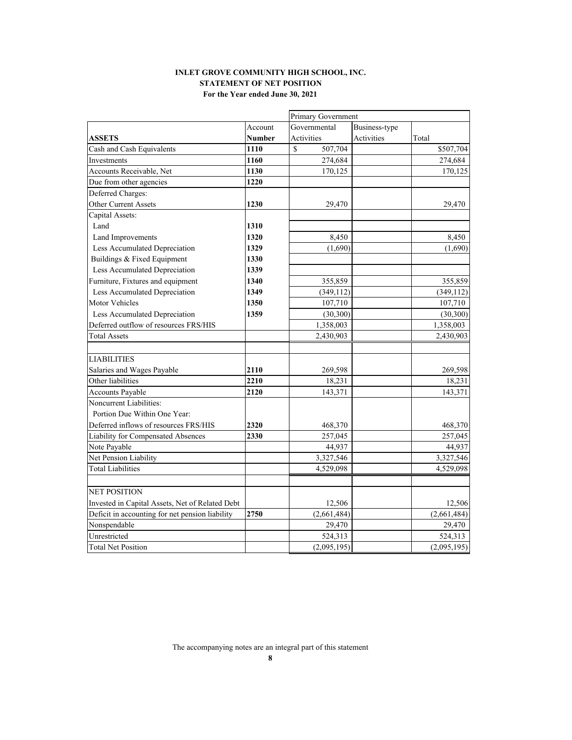# INLET GROVE COMMUNITY HIGH SCHOOL, INC.
## STATEMENT OF NET POSITION
### For the Year ended June 30, 2021

| | | Primary Government | | |
|---|---|---|---|---|
| | Account | Governmental | Business-type | |
| **ASSETS** | **Number** | Activities | Activities | Total |
| Cash and Cash Equivalents | **1110** | $ 507,704 | | $507,704 |
| Investments | **1160** | 274,684 | | 274,684 |
| Accounts Receivable, Net | **1130** | 170,125 | | 170,125 |
| Due from other agencies | **1220** | | | |
| Deferred Charges: | | | | |
| Other Current Assets | **1230** | 29,470 | | 29,470 |
| Capital Assets: | | | | |
| Land | **1310** | | | |
| Land Improvements | **1320** | 8,450 | | 8,450 |
| Less Accumulated Depreciation | **1329** | (1,690) | | (1,690) |
| Buildings & Fixed Equipment | **1330** | | | |
| Less Accumulated Depreciation | **1339** | | | |
| Furniture, Fixtures and equipment | **1340** | 355,859 | | 355,859 |
| Less Accumulated Depreciation | **1349** | (349,112) | | (349,112) |
| Motor Vehicles | **1350** | 107,710 | | 107,710 |
| Less Accumulated Depreciation | **1359** | (30,300) | | (30,300) |
| Deferred outflow of resources FRS/HIS | | 1,358,003 | | 1,358,003 |
| Total Assets | | 2,430,903 | | 2,430,903 |
| | | | | |
| LIABILITIES | | | | |
| Salaries and Wages Payable | **2110** | 269,598 | | 269,598 |
| Other liabilities | **2210** | 18,231 | | 18,231 |
| Accounts Payable | **2120** | 143,371 | | 143,371 |
| Noncurrent Liabilities: | | | | |
| Portion Due Within One Year: | | | | |
| Deferred inflows of resources FRS/HIS | **2320** | 468,370 | | 468,370 |
| Liability for Compensated Absences | **2330** | 257,045 | | 257,045 |
| Note Payable | | 44,937 | | 44,937 |
| Net Pension Liability | | 3,327,546 | | 3,327,546 |
| Total Liabilities | | 4,529,098 | | 4,529,098 |
| | | | | |
| NET POSITION | | | | |
| Invested in Capital Assets, Net of Related Debt | | 12,506 | | 12,506 |
| Deficit in accounting for net pension liability | **2750** | (2,661,484) | | (2,661,484) |
| Nonspendable | | 29,470 | | 29,470 |
| Unrestricted | | 524,313 | | 524,313 |
| Total Net Position | | (2,095,195) | | (2,095,195) |

The accompanying notes are an integral part of this statement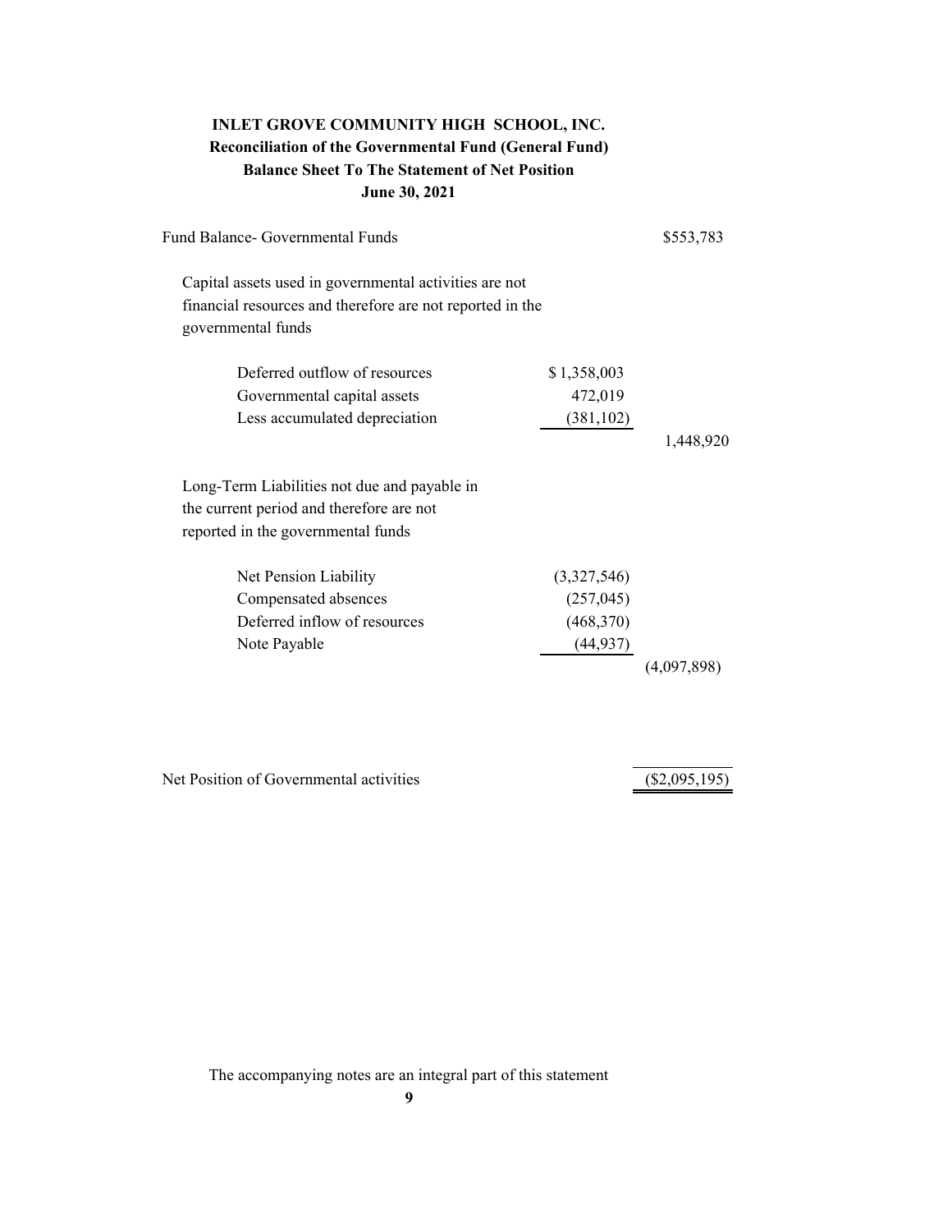**INLET GROVE COMMUNITY HIGH SCHOOL, INC.**
**Reconciliation of the Governmental Fund (General Fund)**
**Balance Sheet To The Statement of Net Position**
**June 30, 2021**

| | | |
|---|---|---|
| Fund Balance- Governmental Funds | | $553,783 |
| Capital assets used in governmental activities are not financial resources and therefore are not reported in the governmental funds | | |
| Deferred outflow of resources | $ 1,358,003 | |
| Governmental capital assets | 472,019 | |
| Less accumulated depreciation | (381,102) | |
| | | 1,448,920 |
| Long-Term Liabilities not due and payable in the current period and therefore are not reported in the governmental funds | | |
| Net Pension Liability | (3,327,546) | |
| Compensated absences | (257,045) | |
| Deferred inflow of resources | (468,370) | |
| Note Payable | (44,937) | |
| | | (4,097,898) |
| Net Position of Governmental activities | | ($2,095,195) |

The accompanying notes are an integral part of this statement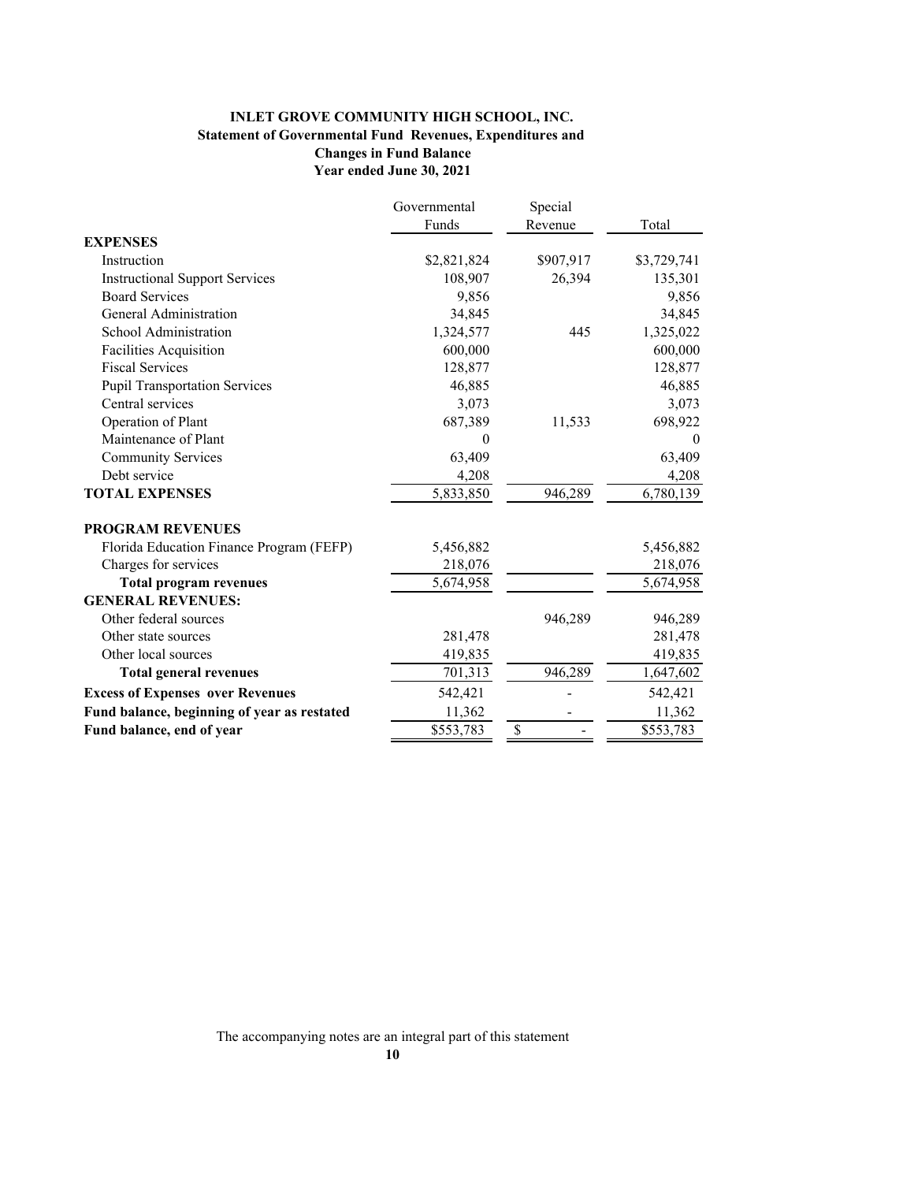**INLET GROVE COMMUNITY HIGH SCHOOL, INC.**
**Statement of Governmental Fund Revenues, Expenditures and Changes in Fund Balance**
**Year ended June 30, 2021**

| | Governmental Funds | Special Revenue | Total |
|---|---|---|---|
| **EXPENSES** | | | |
| Instruction | $2,821,824 | $907,917 | $3,729,741 |
| Instructional Support Services | 108,907 | 26,394 | 135,301 |
| Board Services | 9,856 | | 9,856 |
| General Administration | 34,845 | | 34,845 |
| School Administration | 1,324,577 | 445 | 1,325,022 |
| Facilities Acquisition | 600,000 | | 600,000 |
| Fiscal Services | 128,877 | | 128,877 |
| Pupil Transportation Services | 46,885 | | 46,885 |
| Central services | 3,073 | | 3,073 |
| Operation of Plant | 687,389 | 11,533 | 698,922 |
| Maintenance of Plant | 0 | | 0 |
| Community Services | 63,409 | | 63,409 |
| Debt service | 4,208 | | 4,208 |
| **TOTAL EXPENSES** | 5,833,850 | 946,289 | 6,780,139 |
| **PROGRAM REVENUES** | | | |
| Florida Education Finance Program (FEFP) | 5,456,882 | | 5,456,882 |
| Charges for services | 218,076 | | 218,076 |
| **Total program revenues** | 5,674,958 | | 5,674,958 |
| **GENERAL REVENUES:** | | | |
| Other federal sources | | 946,289 | 946,289 |
| Other state sources | 281,478 | | 281,478 |
| Other local sources | 419,835 | | 419,835 |
| **Total general revenues** | 701,313 | 946,289 | 1,647,602 |
| **Excess of Expenses over Revenues** | 542,421 | - | 542,421 |
| **Fund balance, beginning of year as restated** | 11,362 | - | 11,362 |
| **Fund balance, end of year** | $553,783 | $ - | $553,783 |

The accompanying notes are an integral part of this statement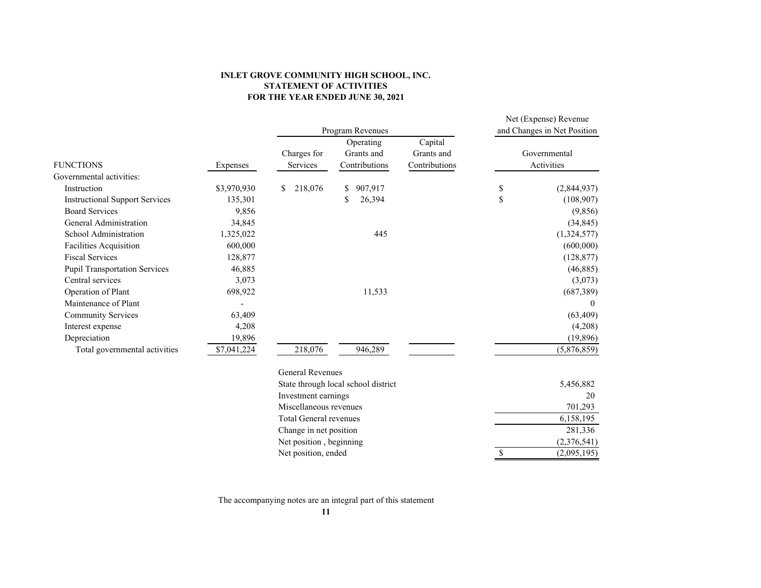**INLET GROVE COMMUNITY HIGH SCHOOL, INC.**
**STATEMENT OF ACTIVITIES**
**FOR THE YEAR ENDED JUNE 30, 2021**

| | | Program Revenues | | | Net (Expense) Revenue and Changes in Net Position |
|---|---|---|---|---|---|
| FUNCTIONS | Expenses | Charges for Services | Operating Grants and Contributions | Capital Grants and Contributions | Governmental Activities |
| Governmental activities: | | | | | |
| Instruction | $3,970,930 | $ 218,076 | $ 907,917 | | $ (2,844,937) |
| Instructional Support Services | 135,301 | | $ 26,394 | | $ (108,907) |
| Board Services | 9,856 | | | | (9,856) |
| General Administration | 34,845 | | | | (34,845) |
| School Administration | 1,325,022 | | 445 | | (1,324,577) |
| Facilities Acquisition | 600,000 | | | | (600,000) |
| Fiscal Services | 128,877 | | | | (128,877) |
| Pupil Transportation Services | 46,885 | | | | (46,885) |
| Central services | 3,073 | | | | (3,073) |
| Operation of Plant | 698,922 | | 11,533 | | (687,389) |
| Maintenance of Plant | - | | | | 0 |
| Community Services | 63,409 | | | | (63,409) |
| Interest expense | 4,208 | | | | (4,208) |
| Depreciation | 19,896 | | | | (19,896) |
| Total governmental activities | $7,041,224 | 218,076 | 946,289 | | (5,876,859) |
| | | General Revenues | | | |
| | | State through local school district | | | 5,456,882 |
| | | Investment earnings | | | 20 |
| | | Miscellaneous revenues | | | 701,293 |
| | | Total General revenues | | | 6,158,195 |
| | | Change in net position | | | 281,336 |
| | | Net position , beginning | | | (2,376,541) |
| | | Net position, ended | | | $ (2,095,195) |

The accompanying notes are an integral part of this statement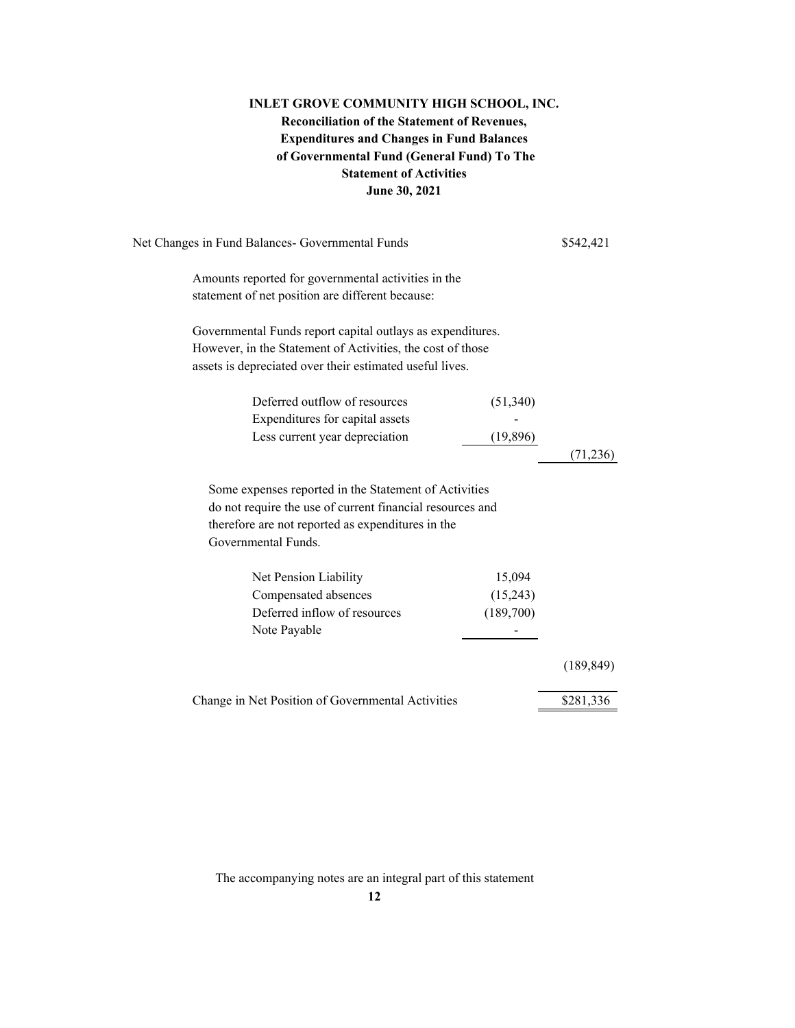**INLET GROVE COMMUNITY HIGH SCHOOL, INC.**
**Reconciliation of the Statement of Revenues, Expenditures and Changes in Fund Balances of Governmental Fund (General Fund) To The Statement of Activities**
**June 30, 2021**

| | | |
|---|---|---|
| Net Changes in Fund Balances- Governmental Funds | | $542,421 |
| Amounts reported for governmental activities in the statement of net position are different because: | | |
| Governmental Funds report capital outlays as expenditures. However, in the Statement of Activities, the cost of those assets is depreciated over their estimated useful lives. | | |
| Deferred outflow of resources | (51,340) | |
| Expenditures for capital assets | - | |
| Less current year depreciation | (19,896) | |
| | | (71,236) |
| Some expenses reported in the Statement of Activities do not require the use of current financial resources and therefore are not reported as expenditures in the Governmental Funds. | | |
| Net Pension Liability | 15,094 | |
| Compensated absences | (15,243) | |
| Deferred inflow of resources | (189,700) | |
| Note Payable | - | |
| | | (189,849) |
| Change in Net Position of Governmental Activities | | $281,336 |

The accompanying notes are an integral part of this statement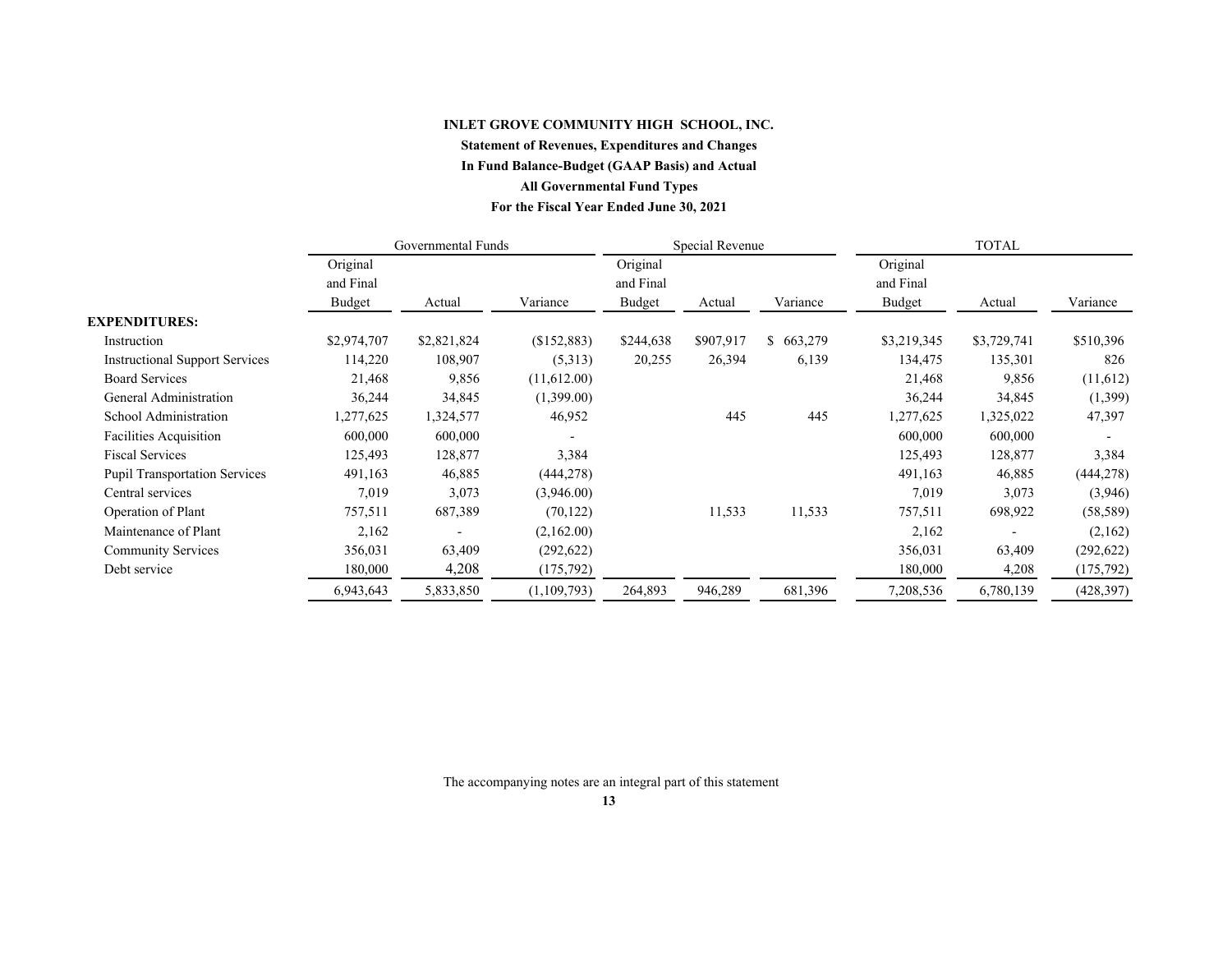**INLET GROVE COMMUNITY HIGH SCHOOL, INC.**

**Statement of Revenues, Expenditures and Changes**

**In Fund Balance-Budget (GAAP Basis) and Actual**

**All Governmental Fund Types**

**For the Fiscal Year Ended June 30, 2021**

| | Governmental Funds | | | Special Revenue | | | TOTAL | | |
|---|---|---|---|---|---|---|---|---|---|
| | Original and Final Budget | Actual | Variance | Original and Final Budget | Actual | Variance | Original and Final Budget | Actual | Variance |
| **EXPENDITURES:** | | | | | | | | | |
| Instruction | $2,974,707 | $2,821,824 | ($152,883) | $244,638 | $907,917 | $ 663,279 | $3,219,345 | $3,729,741 | $510,396 |
| Instructional Support Services | 114,220 | 108,907 | (5,313) | 20,255 | 26,394 | 6,139 | 134,475 | 135,301 | 826 |
| Board Services | 21,468 | 9,856 | (11,612.00) | | | | 21,468 | 9,856 | (11,612) |
| General Administration | 36,244 | 34,845 | (1,399.00) | | | | 36,244 | 34,845 | (1,399) |
| School Administration | 1,277,625 | 1,324,577 | 46,952 | | 445 | 445 | 1,277,625 | 1,325,022 | 47,397 |
| Facilities Acquisition | 600,000 | 600,000 | - | | | | 600,000 | 600,000 | - |
| Fiscal Services | 125,493 | 128,877 | 3,384 | | | | 125,493 | 128,877 | 3,384 |
| Pupil Transportation Services | 491,163 | 46,885 | (444,278) | | | | 491,163 | 46,885 | (444,278) |
| Central services | 7,019 | 3,073 | (3,946.00) | | | | 7,019 | 3,073 | (3,946) |
| Operation of Plant | 757,511 | 687,389 | (70,122) | | 11,533 | 11,533 | 757,511 | 698,922 | (58,589) |
| Maintenance of Plant | 2,162 | - | (2,162.00) | | | | 2,162 | - | (2,162) |
| Community Services | 356,031 | 63,409 | (292,622) | | | | 356,031 | 63,409 | (292,622) |
| Debt service | 180,000 | 4,208 | (175,792) | | | | 180,000 | 4,208 | (175,792) |
| | 6,943,643 | 5,833,850 | (1,109,793) | 264,893 | 946,289 | 681,396 | 7,208,536 | 6,780,139 | (428,397) |

The accompanying notes are an integral part of this statement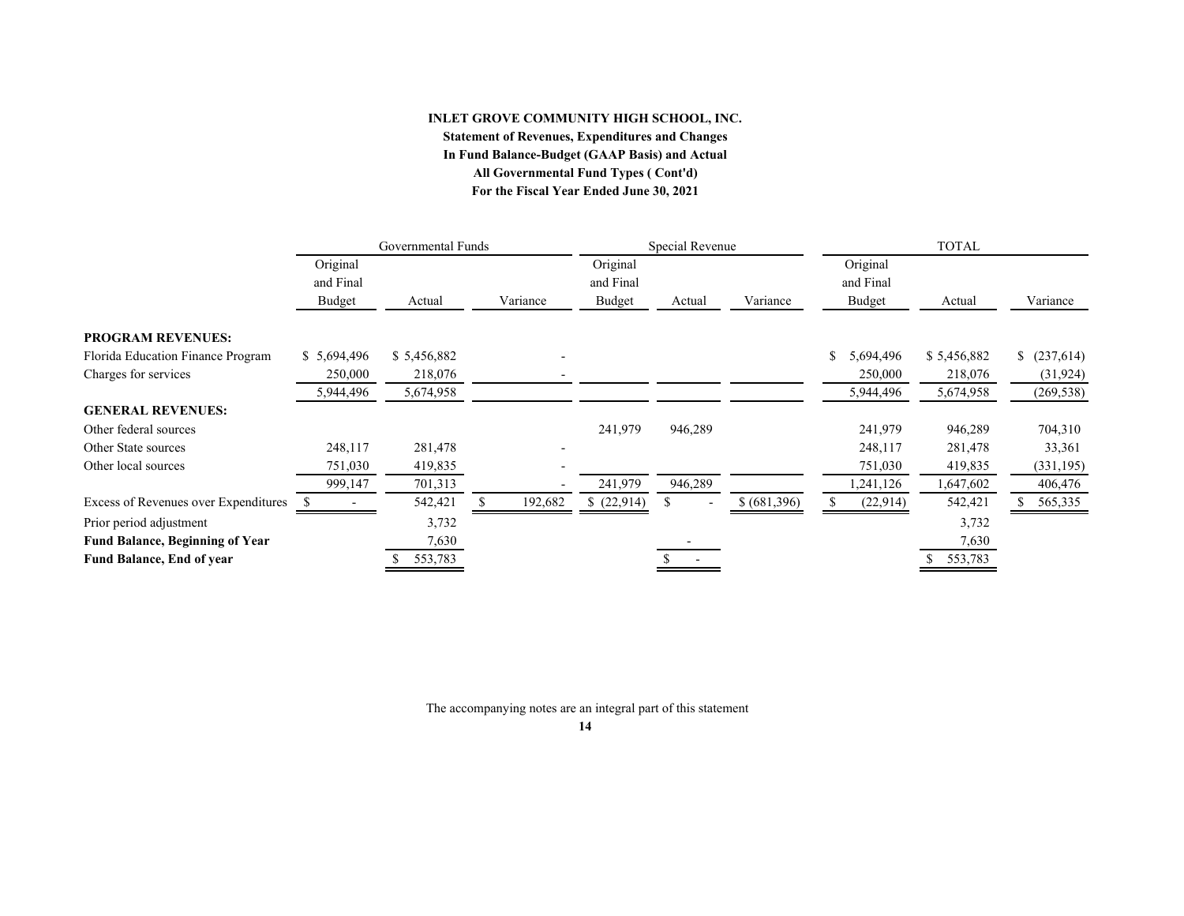**INLET GROVE COMMUNITY HIGH SCHOOL, INC.**

**Statement of Revenues, Expenditures and Changes**

**In Fund Balance-Budget (GAAP Basis) and Actual**

**All Governmental Fund Types ( Cont'd)**

**For the Fiscal Year Ended June 30, 2021**

| | Governmental Funds | | | Special Revenue | | | TOTAL | | |
|---|---|---|---|---|---|---|---|---|---|
| | Original and Final Budget | Actual | Variance | Original and Final Budget | Actual | Variance | Original and Final Budget | Actual | Variance |
| **PROGRAM REVENUES:** | | | | | | | | | |
| Florida Education Finance Program | $ 5,694,496 | $ 5,456,882 | - | | | | $ 5,694,496 | $ 5,456,882 | $ (237,614) |
| Charges for services | 250,000 | 218,076 | - | | | | 250,000 | 218,076 | (31,924) |
| | 5,944,496 | 5,674,958 | | | | | 5,944,496 | 5,674,958 | (269,538) |
| **GENERAL REVENUES:** | | | | | | | | | |
| Other federal sources | | | | 241,979 | 946,289 | | 241,979 | 946,289 | 704,310 |
| Other State sources | 248,117 | 281,478 | - | | | | 248,117 | 281,478 | 33,361 |
| Other local sources | 751,030 | 419,835 | - | | | | 751,030 | 419,835 | (331,195) |
| | 999,147 | 701,313 | - | 241,979 | 946,289 | | 1,241,126 | 1,647,602 | 406,476 |
| Excess of Revenues over Expenditures | $ - | 542,421 | $ 192,682 | $ (22,914) | $ - | $ (681,396) | $ (22,914) | 542,421 | $ 565,335 |
| Prior period adjustment | | 3,732 | | | | | | 3,732 | |
| **Fund Balance, Beginning of Year** | | 7,630 | | | - | | | 7,630 | |
| **Fund Balance, End of year** | | $ 553,783 | | | $ - | | | $ 553,783 | |

The accompanying notes are an integral part of this statement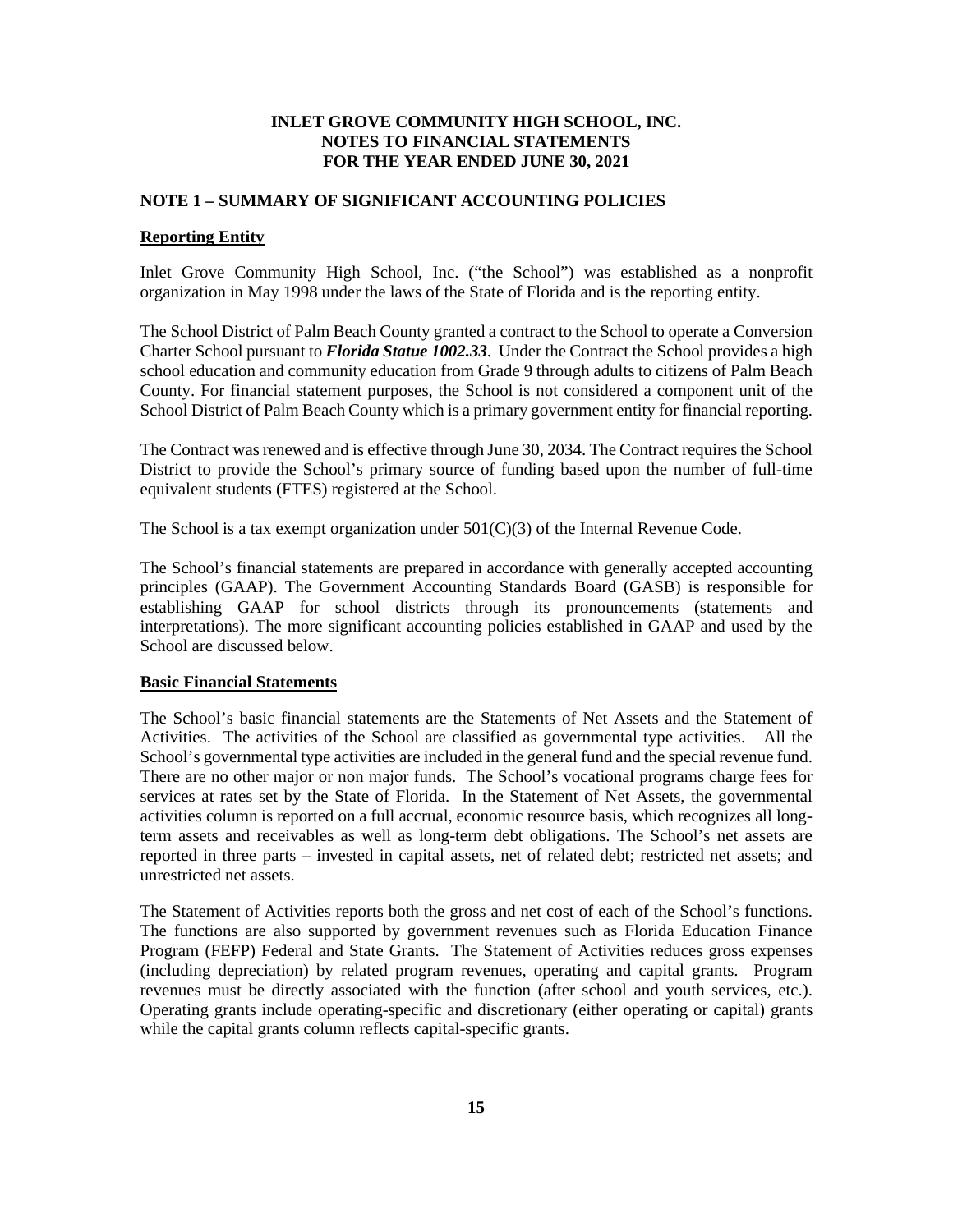# INLET GROVE COMMUNITY HIGH SCHOOL, INC.
# NOTES TO FINANCIAL STATEMENTS
# FOR THE YEAR ENDED JUNE 30, 2021

## NOTE 1 – SUMMARY OF SIGNIFICANT ACCOUNTING POLICIES

### Reporting Entity

Inlet Grove Community High School, Inc. ("the School") was established as a nonprofit organization in May 1998 under the laws of the State of Florida and is the reporting entity.

The School District of Palm Beach County granted a contract to the School to operate a Conversion Charter School pursuant to ***Florida Statue 1002.33***. Under the Contract the School provides a high school education and community education from Grade 9 through adults to citizens of Palm Beach County. For financial statement purposes, the School is not considered a component unit of the School District of Palm Beach County which is a primary government entity for financial reporting.

The Contract was renewed and is effective through June 30, 2034. The Contract requires the School District to provide the School's primary source of funding based upon the number of full-time equivalent students (FTES) registered at the School.

The School is a tax exempt organization under 501(C)(3) of the Internal Revenue Code.

The School's financial statements are prepared in accordance with generally accepted accounting principles (GAAP). The Government Accounting Standards Board (GASB) is responsible for establishing GAAP for school districts through its pronouncements (statements and interpretations). The more significant accounting policies established in GAAP and used by the School are discussed below.

### Basic Financial Statements

The School's basic financial statements are the Statements of Net Assets and the Statement of Activities. The activities of the School are classified as governmental type activities. All the School's governmental type activities are included in the general fund and the special revenue fund. There are no other major or non major funds. The School's vocational programs charge fees for services at rates set by the State of Florida. In the Statement of Net Assets, the governmental activities column is reported on a full accrual, economic resource basis, which recognizes all long-term assets and receivables as well as long-term debt obligations. The School's net assets are reported in three parts – invested in capital assets, net of related debt; restricted net assets; and unrestricted net assets.

The Statement of Activities reports both the gross and net cost of each of the School's functions. The functions are also supported by government revenues such as Florida Education Finance Program (FEFP) Federal and State Grants. The Statement of Activities reduces gross expenses (including depreciation) by related program revenues, operating and capital grants. Program revenues must be directly associated with the function (after school and youth services, etc.). Operating grants include operating-specific and discretionary (either operating or capital) grants while the capital grants column reflects capital-specific grants.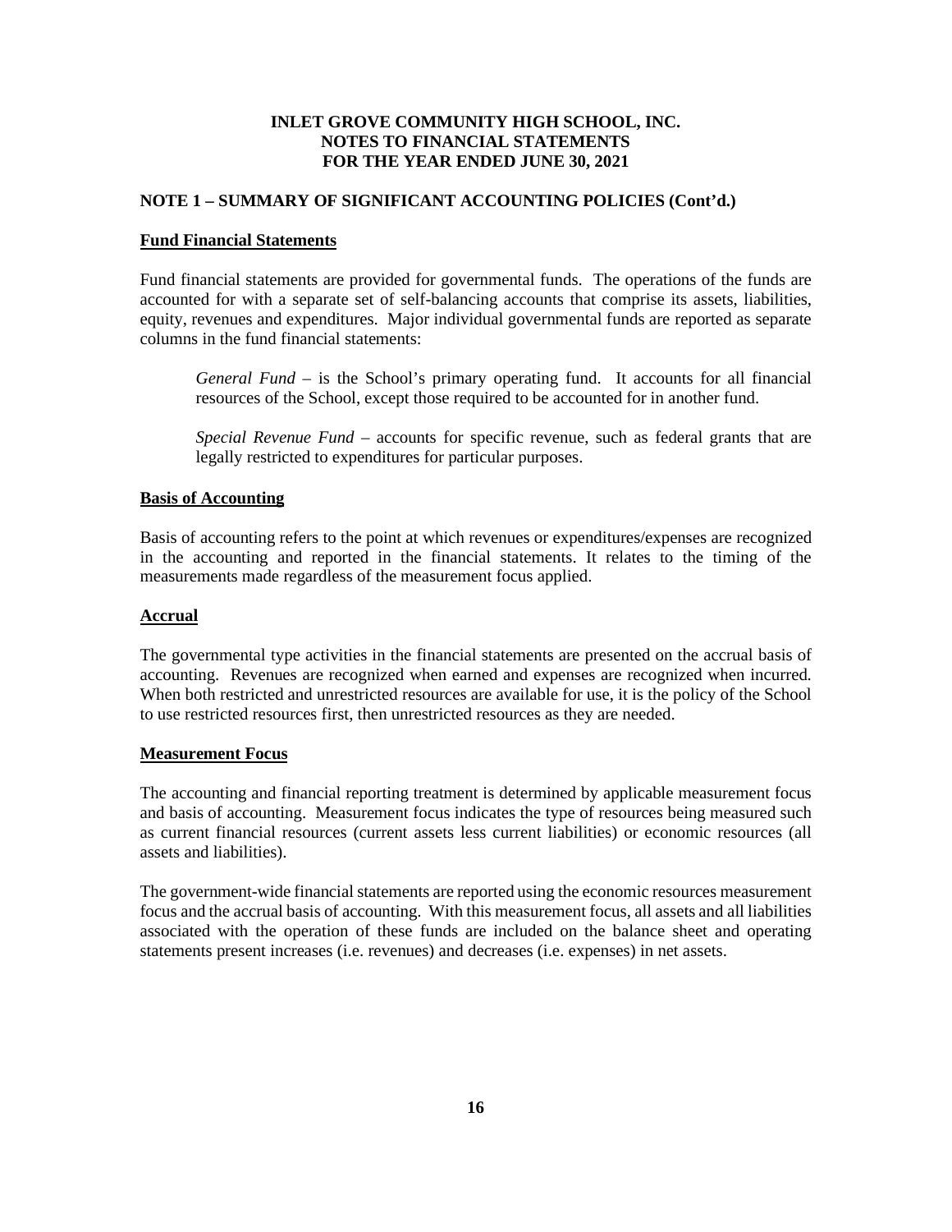**INLET GROVE COMMUNITY HIGH SCHOOL, INC.**
**NOTES TO FINANCIAL STATEMENTS**
**FOR THE YEAR ENDED JUNE 30, 2021**

## NOTE 1 – SUMMARY OF SIGNIFICANT ACCOUNTING POLICIES (Cont'd.)

### Fund Financial Statements

Fund financial statements are provided for governmental funds. The operations of the funds are accounted for with a separate set of self-balancing accounts that comprise its assets, liabilities, equity, revenues and expenditures. Major individual governmental funds are reported as separate columns in the fund financial statements:

*General Fund* – is the School's primary operating fund. It accounts for all financial resources of the School, except those required to be accounted for in another fund.

*Special Revenue Fund* – accounts for specific revenue, such as federal grants that are legally restricted to expenditures for particular purposes.

### Basis of Accounting

Basis of accounting refers to the point at which revenues or expenditures/expenses are recognized in the accounting and reported in the financial statements. It relates to the timing of the measurements made regardless of the measurement focus applied.

### Accrual

The governmental type activities in the financial statements are presented on the accrual basis of accounting. Revenues are recognized when earned and expenses are recognized when incurred. When both restricted and unrestricted resources are available for use, it is the policy of the School to use restricted resources first, then unrestricted resources as they are needed.

### Measurement Focus

The accounting and financial reporting treatment is determined by applicable measurement focus and basis of accounting. Measurement focus indicates the type of resources being measured such as current financial resources (current assets less current liabilities) or economic resources (all assets and liabilities).

The government-wide financial statements are reported using the economic resources measurement focus and the accrual basis of accounting. With this measurement focus, all assets and all liabilities associated with the operation of these funds are included on the balance sheet and operating statements present increases (i.e. revenues) and decreases (i.e. expenses) in net assets.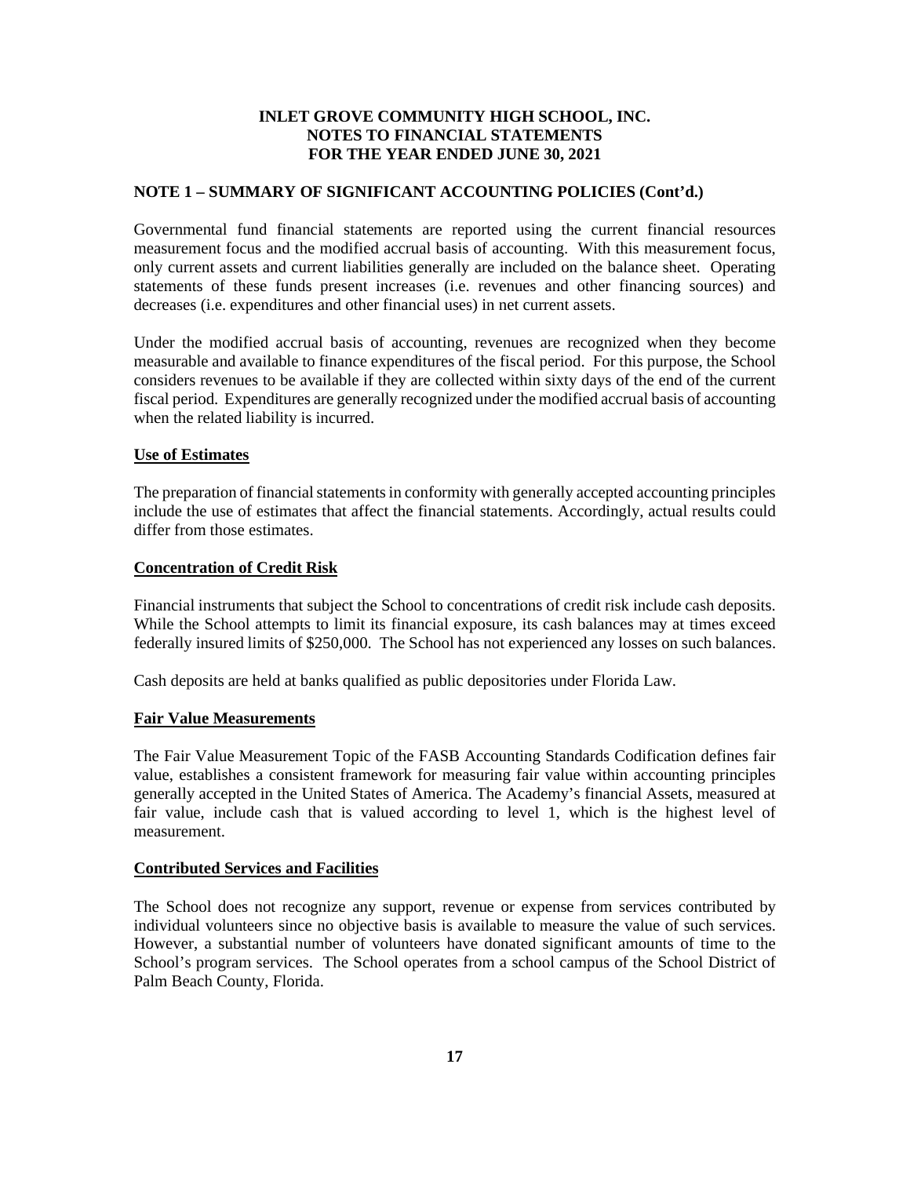**INLET GROVE COMMUNITY HIGH SCHOOL, INC.**
**NOTES TO FINANCIAL STATEMENTS**
**FOR THE YEAR ENDED JUNE 30, 2021**

**NOTE 1 – SUMMARY OF SIGNIFICANT ACCOUNTING POLICIES (Cont'd.)**

Governmental fund financial statements are reported using the current financial resources measurement focus and the modified accrual basis of accounting. With this measurement focus, only current assets and current liabilities generally are included on the balance sheet. Operating statements of these funds present increases (i.e. revenues and other financing sources) and decreases (i.e. expenditures and other financial uses) in net current assets.

Under the modified accrual basis of accounting, revenues are recognized when they become measurable and available to finance expenditures of the fiscal period. For this purpose, the School considers revenues to be available if they are collected within sixty days of the end of the current fiscal period. Expenditures are generally recognized under the modified accrual basis of accounting when the related liability is incurred.

**Use of Estimates**

The preparation of financial statements in conformity with generally accepted accounting principles include the use of estimates that affect the financial statements. Accordingly, actual results could differ from those estimates.

**Concentration of Credit Risk**

Financial instruments that subject the School to concentrations of credit risk include cash deposits. While the School attempts to limit its financial exposure, its cash balances may at times exceed federally insured limits of $250,000. The School has not experienced any losses on such balances.

Cash deposits are held at banks qualified as public depositories under Florida Law.

**Fair Value Measurements**

The Fair Value Measurement Topic of the FASB Accounting Standards Codification defines fair value, establishes a consistent framework for measuring fair value within accounting principles generally accepted in the United States of America. The Academy's financial Assets, measured at fair value, include cash that is valued according to level 1, which is the highest level of measurement.

**Contributed Services and Facilities**

The School does not recognize any support, revenue or expense from services contributed by individual volunteers since no objective basis is available to measure the value of such services. However, a substantial number of volunteers have donated significant amounts of time to the School's program services. The School operates from a school campus of the School District of Palm Beach County, Florida.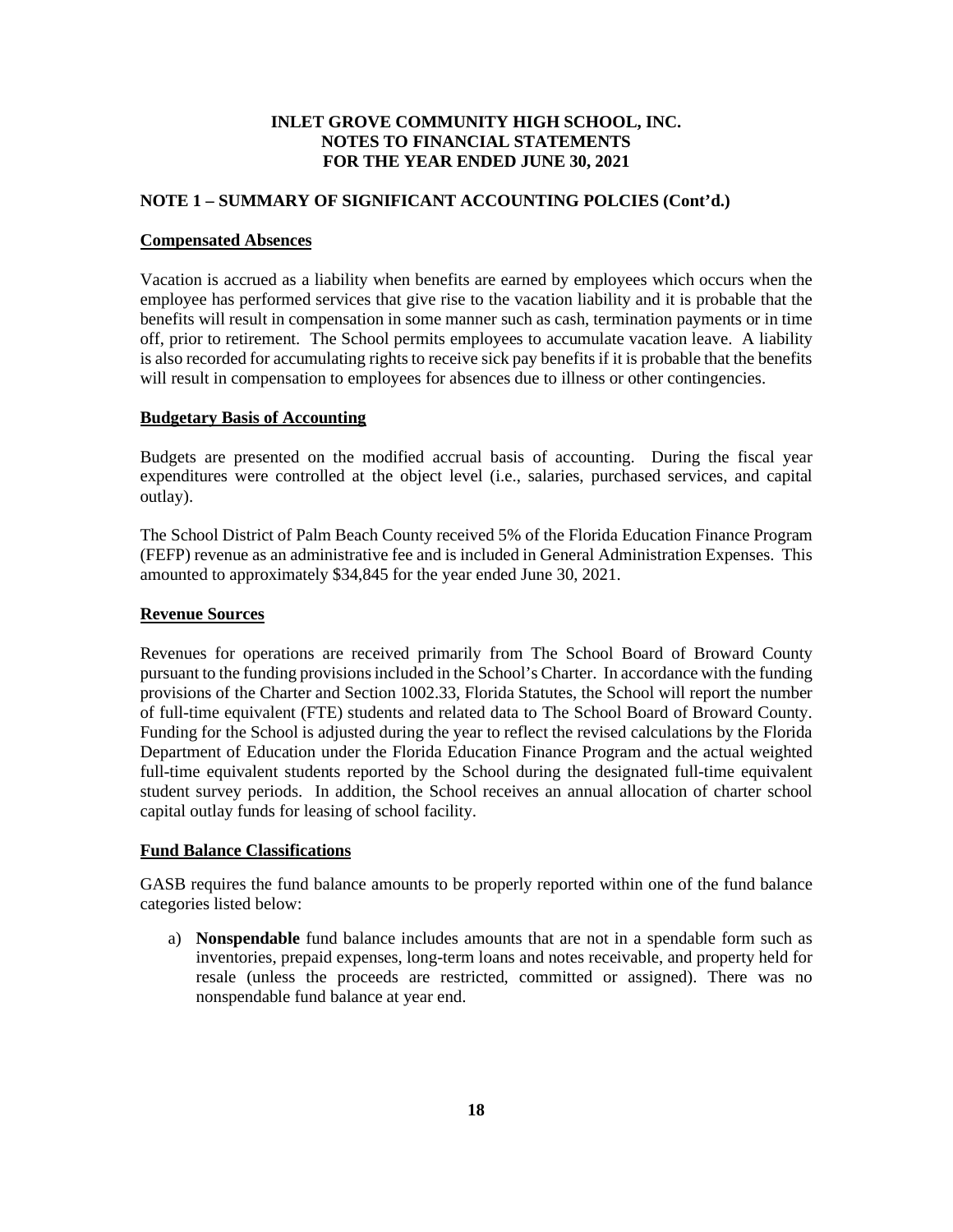# INLET GROVE COMMUNITY HIGH SCHOOL, INC.
# NOTES TO FINANCIAL STATEMENTS
# FOR THE YEAR ENDED JUNE 30, 2021

## NOTE 1 – SUMMARY OF SIGNIFICANT ACCOUNTING POLCIES (Cont'd.)

### Compensated Absences

Vacation is accrued as a liability when benefits are earned by employees which occurs when the employee has performed services that give rise to the vacation liability and it is probable that the benefits will result in compensation in some manner such as cash, termination payments or in time off, prior to retirement. The School permits employees to accumulate vacation leave. A liability is also recorded for accumulating rights to receive sick pay benefits if it is probable that the benefits will result in compensation to employees for absences due to illness or other contingencies.

### Budgetary Basis of Accounting

Budgets are presented on the modified accrual basis of accounting. During the fiscal year expenditures were controlled at the object level (i.e., salaries, purchased services, and capital outlay).

The School District of Palm Beach County received 5% of the Florida Education Finance Program (FEFP) revenue as an administrative fee and is included in General Administration Expenses. This amounted to approximately $34,845 for the year ended June 30, 2021.

### Revenue Sources

Revenues for operations are received primarily from The School Board of Broward County pursuant to the funding provisions included in the School's Charter. In accordance with the funding provisions of the Charter and Section 1002.33, Florida Statutes, the School will report the number of full-time equivalent (FTE) students and related data to The School Board of Broward County. Funding for the School is adjusted during the year to reflect the revised calculations by the Florida Department of Education under the Florida Education Finance Program and the actual weighted full-time equivalent students reported by the School during the designated full-time equivalent student survey periods. In addition, the School receives an annual allocation of charter school capital outlay funds for leasing of school facility.

### Fund Balance Classifications

GASB requires the fund balance amounts to be properly reported within one of the fund balance categories listed below:

a) **Nonspendable** fund balance includes amounts that are not in a spendable form such as inventories, prepaid expenses, long-term loans and notes receivable, and property held for resale (unless the proceeds are restricted, committed or assigned). There was no nonspendable fund balance at year end.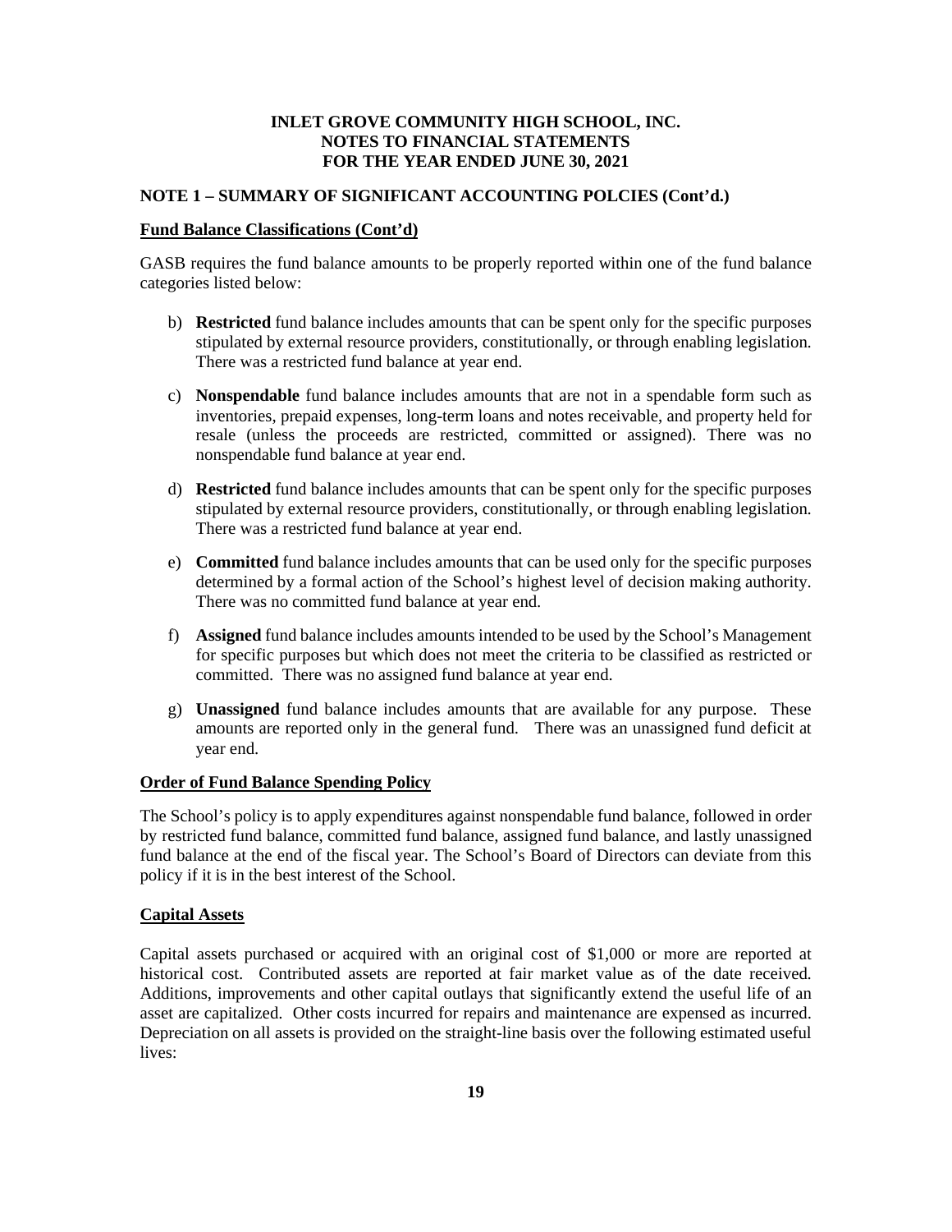**INLET GROVE COMMUNITY HIGH SCHOOL, INC.**
**NOTES TO FINANCIAL STATEMENTS**
**FOR THE YEAR ENDED JUNE 30, 2021**

**NOTE 1 – SUMMARY OF SIGNIFICANT ACCOUNTING POLCIES (Cont'd.)**

**Fund Balance Classifications (Cont'd)**

GASB requires the fund balance amounts to be properly reported within one of the fund balance categories listed below:

b) **Restricted** fund balance includes amounts that can be spent only for the specific purposes stipulated by external resource providers, constitutionally, or through enabling legislation. There was a restricted fund balance at year end.

c) **Nonspendable** fund balance includes amounts that are not in a spendable form such as inventories, prepaid expenses, long-term loans and notes receivable, and property held for resale (unless the proceeds are restricted, committed or assigned). There was no nonspendable fund balance at year end.

d) **Restricted** fund balance includes amounts that can be spent only for the specific purposes stipulated by external resource providers, constitutionally, or through enabling legislation. There was a restricted fund balance at year end.

e) **Committed** fund balance includes amounts that can be used only for the specific purposes determined by a formal action of the School's highest level of decision making authority. There was no committed fund balance at year end.

f) **Assigned** fund balance includes amounts intended to be used by the School's Management for specific purposes but which does not meet the criteria to be classified as restricted or committed. There was no assigned fund balance at year end.

g) **Unassigned** fund balance includes amounts that are available for any purpose. These amounts are reported only in the general fund. There was an unassigned fund deficit at year end.

**Order of Fund Balance Spending Policy**

The School's policy is to apply expenditures against nonspendable fund balance, followed in order by restricted fund balance, committed fund balance, assigned fund balance, and lastly unassigned fund balance at the end of the fiscal year. The School's Board of Directors can deviate from this policy if it is in the best interest of the School.

**Capital Assets**

Capital assets purchased or acquired with an original cost of $1,000 or more are reported at historical cost. Contributed assets are reported at fair market value as of the date received. Additions, improvements and other capital outlays that significantly extend the useful life of an asset are capitalized. Other costs incurred for repairs and maintenance are expensed as incurred. Depreciation on all assets is provided on the straight-line basis over the following estimated useful lives: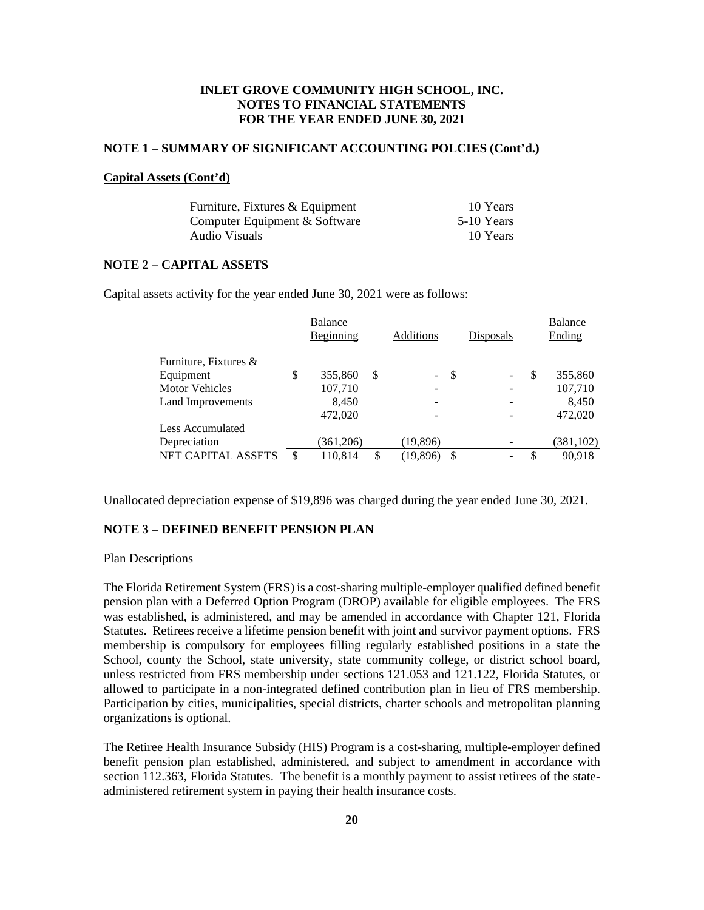# INLET GROVE COMMUNITY HIGH SCHOOL, INC.
## NOTES TO FINANCIAL STATEMENTS
## FOR THE YEAR ENDED JUNE 30, 2021

### NOTE 1 – SUMMARY OF SIGNIFICANT ACCOUNTING POLCIES (Cont'd.)

**Capital Assets (Cont'd)**

| | |
|---|---|
| Furniture, Fixtures & Equipment | 10 Years |
| Computer Equipment & Software | 5-10 Years |
| Audio Visuals | 10 Years |

### NOTE 2 – CAPITAL ASSETS

Capital assets activity for the year ended June 30, 2021 were as follows:

| | Balance Beginning | Additions | Disposals | Balance Ending |
|---|---|---|---|---|
| Furniture, Fixtures & Equipment | $ 355,860 | $ - | $ - | $ 355,860 |
| Motor Vehicles | 107,710 | - | - | 107,710 |
| Land Improvements | 8,450 | - | - | 8,450 |
| | 472,020 | - | - | 472,020 |
| Less Accumulated Depreciation | (361,206) | (19,896) | - | (381,102) |
| NET CAPITAL ASSETS | $ 110,814 | $ (19,896) | $ - | $ 90,918 |

Unallocated depreciation expense of $19,896 was charged during the year ended June 30, 2021.

### NOTE 3 – DEFINED BENEFIT PENSION PLAN

Plan Descriptions

The Florida Retirement System (FRS) is a cost-sharing multiple-employer qualified defined benefit pension plan with a Deferred Option Program (DROP) available for eligible employees. The FRS was established, is administered, and may be amended in accordance with Chapter 121, Florida Statutes. Retirees receive a lifetime pension benefit with joint and survivor payment options. FRS membership is compulsory for employees filling regularly established positions in a state the School, county the School, state university, state community college, or district school board, unless restricted from FRS membership under sections 121.053 and 121.122, Florida Statutes, or allowed to participate in a non-integrated defined contribution plan in lieu of FRS membership. Participation by cities, municipalities, special districts, charter schools and metropolitan planning organizations is optional.

The Retiree Health Insurance Subsidy (HIS) Program is a cost-sharing, multiple-employer defined benefit pension plan established, administered, and subject to amendment in accordance with section 112.363, Florida Statutes. The benefit is a monthly payment to assist retirees of the state-administered retirement system in paying their health insurance costs.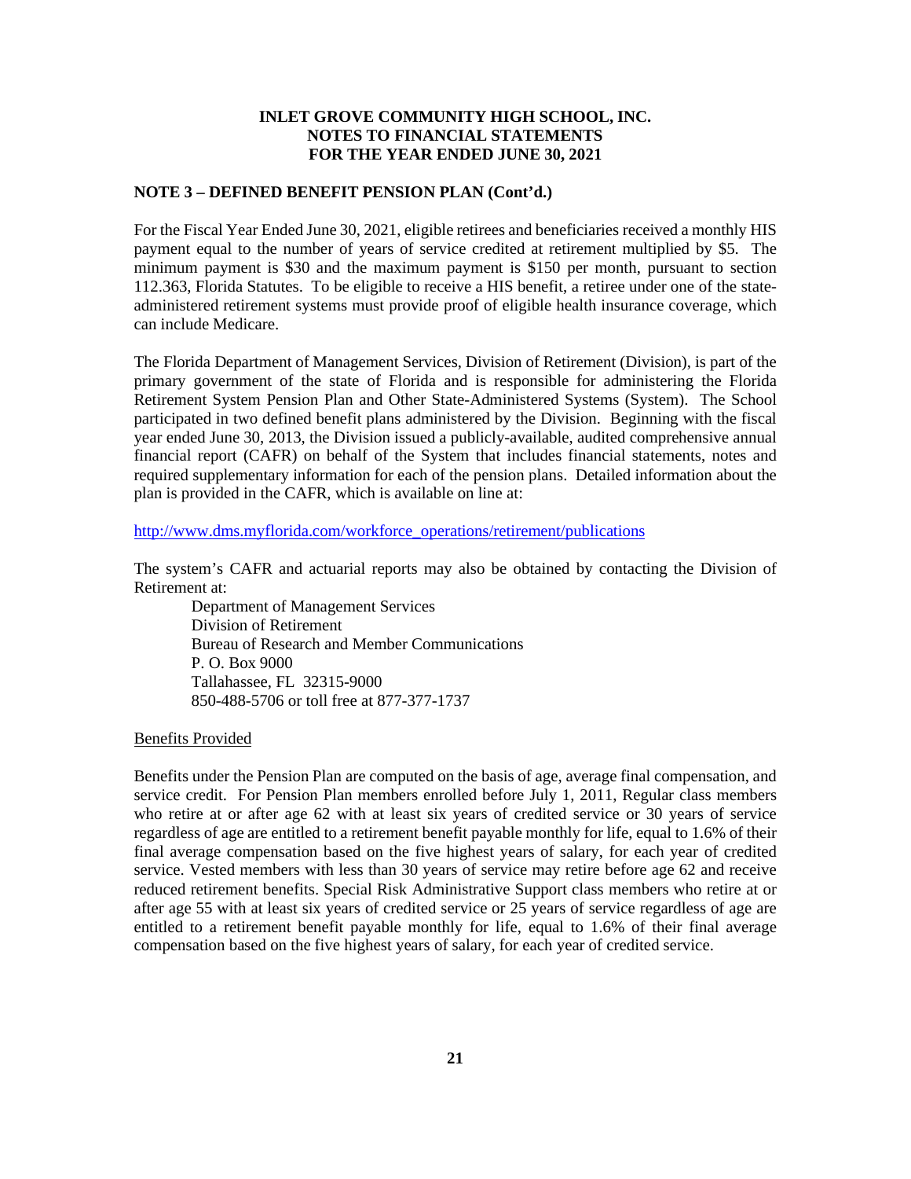**NOTE 3 – DEFINED BENEFIT PENSION PLAN (Cont'd.)**

For the Fiscal Year Ended June 30, 2021, eligible retirees and beneficiaries received a monthly HIS payment equal to the number of years of service credited at retirement multiplied by $5. The minimum payment is $30 and the maximum payment is $150 per month, pursuant to section 112.363, Florida Statutes. To be eligible to receive a HIS benefit, a retiree under one of the state-administered retirement systems must provide proof of eligible health insurance coverage, which can include Medicare.

The Florida Department of Management Services, Division of Retirement (Division), is part of the primary government of the state of Florida and is responsible for administering the Florida Retirement System Pension Plan and Other State-Administered Systems (System). The School participated in two defined benefit plans administered by the Division. Beginning with the fiscal year ended June 30, 2013, the Division issued a publicly-available, audited comprehensive annual financial report (CAFR) on behalf of the System that includes financial statements, notes and required supplementary information for each of the pension plans. Detailed information about the plan is provided in the CAFR, which is available on line at:

http://www.dms.myflorida.com/workforce_operations/retirement/publications

The system's CAFR and actuarial reports may also be obtained by contacting the Division of Retirement at:

Department of Management Services
Division of Retirement
Bureau of Research and Member Communications
P. O. Box 9000
Tallahassee, FL 32315-9000
850-488-5706 or toll free at 877-377-1737

Benefits Provided

Benefits under the Pension Plan are computed on the basis of age, average final compensation, and service credit. For Pension Plan members enrolled before July 1, 2011, Regular class members who retire at or after age 62 with at least six years of credited service or 30 years of service regardless of age are entitled to a retirement benefit payable monthly for life, equal to 1.6% of their final average compensation based on the five highest years of salary, for each year of credited service. Vested members with less than 30 years of service may retire before age 62 and receive reduced retirement benefits. Special Risk Administrative Support class members who retire at or after age 55 with at least six years of credited service or 25 years of service regardless of age are entitled to a retirement benefit payable monthly for life, equal to 1.6% of their final average compensation based on the five highest years of salary, for each year of credited service.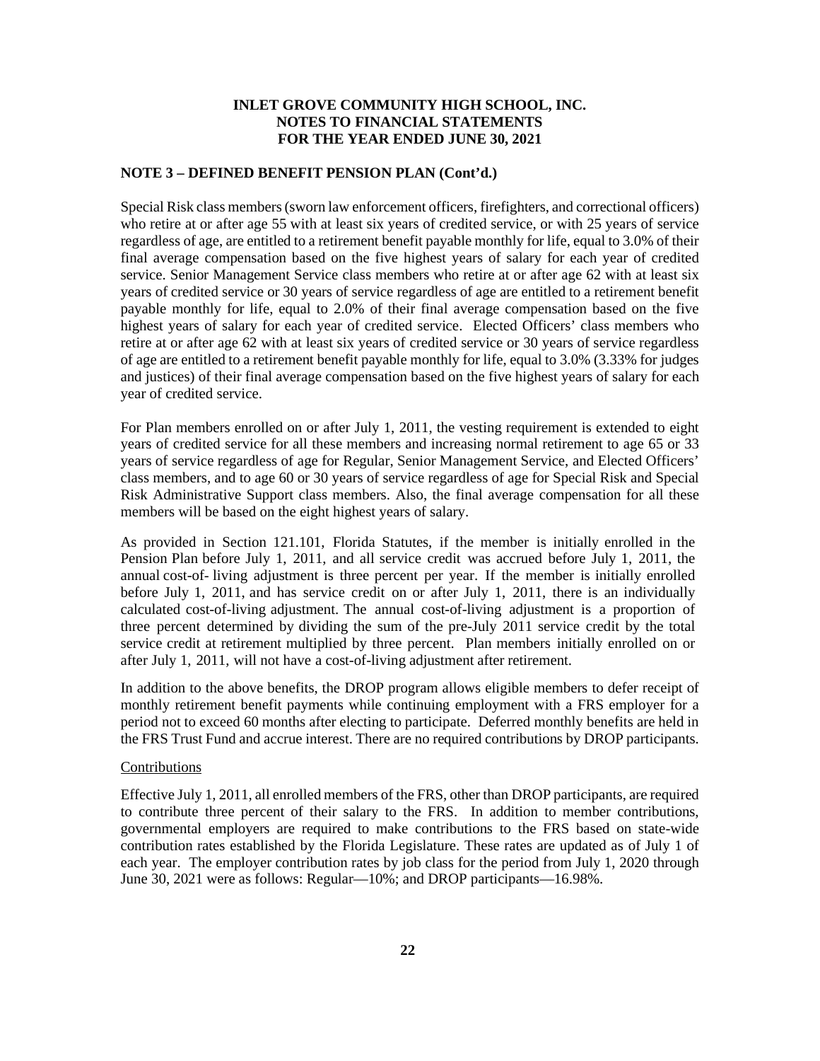**INLET GROVE COMMUNITY HIGH SCHOOL, INC.**
**NOTES TO FINANCIAL STATEMENTS**
**FOR THE YEAR ENDED JUNE 30, 2021**

**NOTE 3 – DEFINED BENEFIT PENSION PLAN (Cont'd.)**

Special Risk class members (sworn law enforcement officers, firefighters, and correctional officers) who retire at or after age 55 with at least six years of credited service, or with 25 years of service regardless of age, are entitled to a retirement benefit payable monthly for life, equal to 3.0% of their final average compensation based on the five highest years of salary for each year of credited service. Senior Management Service class members who retire at or after age 62 with at least six years of credited service or 30 years of service regardless of age are entitled to a retirement benefit payable monthly for life, equal to 2.0% of their final average compensation based on the five highest years of salary for each year of credited service. Elected Officers' class members who retire at or after age 62 with at least six years of credited service or 30 years of service regardless of age are entitled to a retirement benefit payable monthly for life, equal to 3.0% (3.33% for judges and justices) of their final average compensation based on the five highest years of salary for each year of credited service.

For Plan members enrolled on or after July 1, 2011, the vesting requirement is extended to eight years of credited service for all these members and increasing normal retirement to age 65 or 33 years of service regardless of age for Regular, Senior Management Service, and Elected Officers' class members, and to age 60 or 30 years of service regardless of age for Special Risk and Special Risk Administrative Support class members. Also, the final average compensation for all these members will be based on the eight highest years of salary.

As provided in Section 121.101, Florida Statutes, if the member is initially enrolled in the Pension Plan before July 1, 2011, and all service credit was accrued before July 1, 2011, the annual cost-of- living adjustment is three percent per year. If the member is initially enrolled before July 1, 2011, and has service credit on or after July 1, 2011, there is an individually calculated cost-of-living adjustment. The annual cost-of-living adjustment is a proportion of three percent determined by dividing the sum of the pre-July 2011 service credit by the total service credit at retirement multiplied by three percent. Plan members initially enrolled on or after July 1, 2011, will not have a cost-of-living adjustment after retirement.

In addition to the above benefits, the DROP program allows eligible members to defer receipt of monthly retirement benefit payments while continuing employment with a FRS employer for a period not to exceed 60 months after electing to participate. Deferred monthly benefits are held in the FRS Trust Fund and accrue interest. There are no required contributions by DROP participants.

Contributions

Effective July 1, 2011, all enrolled members of the FRS, other than DROP participants, are required to contribute three percent of their salary to the FRS. In addition to member contributions, governmental employers are required to make contributions to the FRS based on state-wide contribution rates established by the Florida Legislature. These rates are updated as of July 1 of each year. The employer contribution rates by job class for the period from July 1, 2020 through June 30, 2021 were as follows: Regular—10%; and DROP participants—16.98%.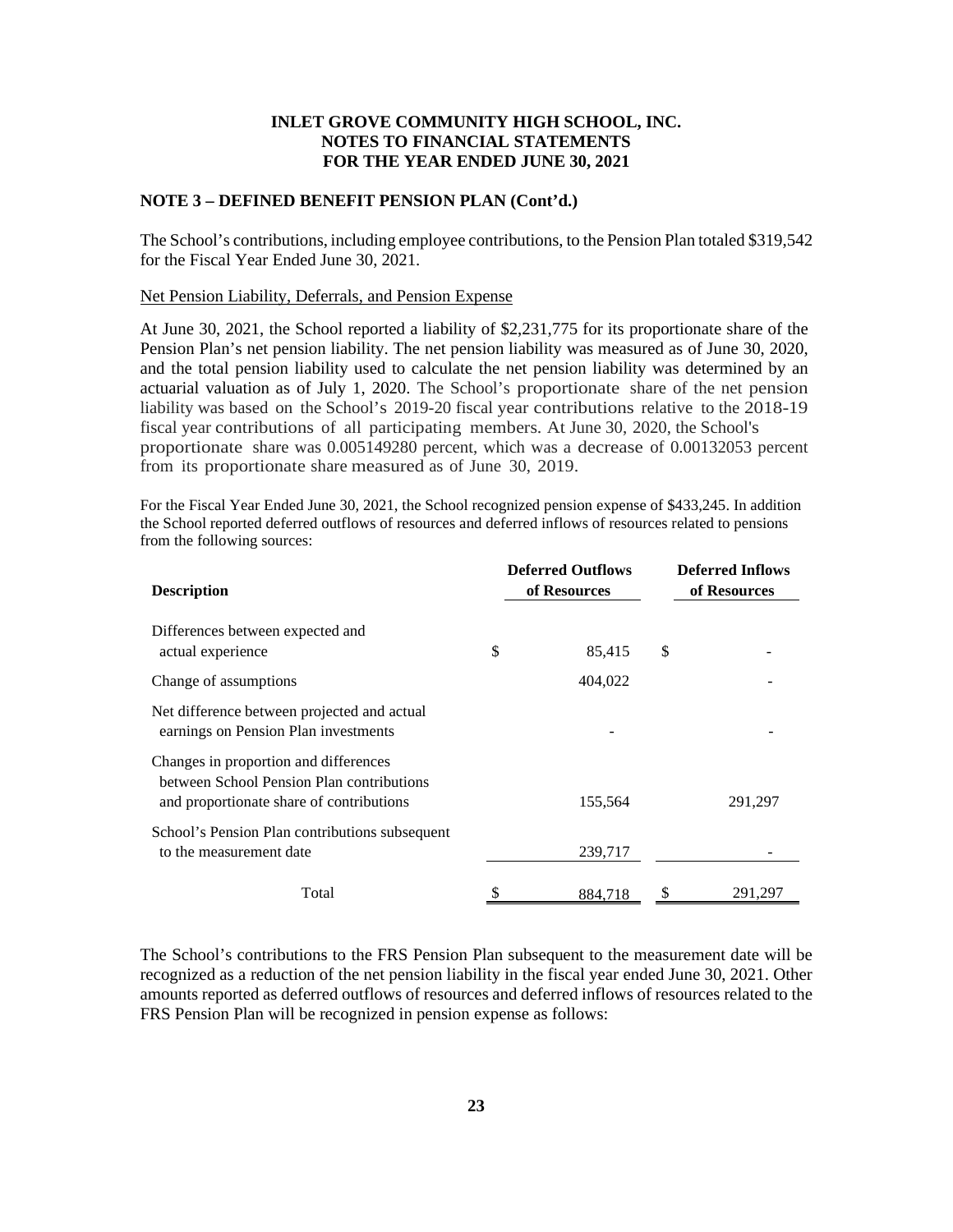# INLET GROVE COMMUNITY HIGH SCHOOL, INC.
# NOTES TO FINANCIAL STATEMENTS
# FOR THE YEAR ENDED JUNE 30, 2021

## NOTE 3 – DEFINED BENEFIT PENSION PLAN (Cont'd.)

The School's contributions, including employee contributions, to the Pension Plan totaled $319,542 for the Fiscal Year Ended June 30, 2021.

### Net Pension Liability, Deferrals, and Pension Expense

At June 30, 2021, the School reported a liability of $2,231,775 for its proportionate share of the Pension Plan's net pension liability. The net pension liability was measured as of June 30, 2020, and the total pension liability used to calculate the net pension liability was determined by an actuarial valuation as of July 1, 2020. The School's proportionate share of the net pension liability was based on the School's 2019-20 fiscal year contributions relative to the 2018-19 fiscal year contributions of all participating members. At June 30, 2020, the School's proportionate share was 0.005149280 percent, which was a decrease of 0.00132053 percent from its proportionate share measured as of June 30, 2019.

For the Fiscal Year Ended June 30, 2021, the School recognized pension expense of $433,245. In addition the School reported deferred outflows of resources and deferred inflows of resources related to pensions from the following sources:

| Description | Deferred Outflows of Resources | Deferred Inflows of Resources |
|---|---|---|
| Differences between expected and actual experience | $ 85,415 | $ - |
| Change of assumptions | 404,022 | - |
| Net difference between projected and actual earnings on Pension Plan investments | - | - |
| Changes in proportion and differences between School Pension Plan contributions and proportionate share of contributions | 155,564 | 291,297 |
| School's Pension Plan contributions subsequent to the measurement date | 239,717 | - |
| Total | $ 884,718 | $ 291,297 |

The School's contributions to the FRS Pension Plan subsequent to the measurement date will be recognized as a reduction of the net pension liability in the fiscal year ended June 30, 2021. Other amounts reported as deferred outflows of resources and deferred inflows of resources related to the FRS Pension Plan will be recognized in pension expense as follows: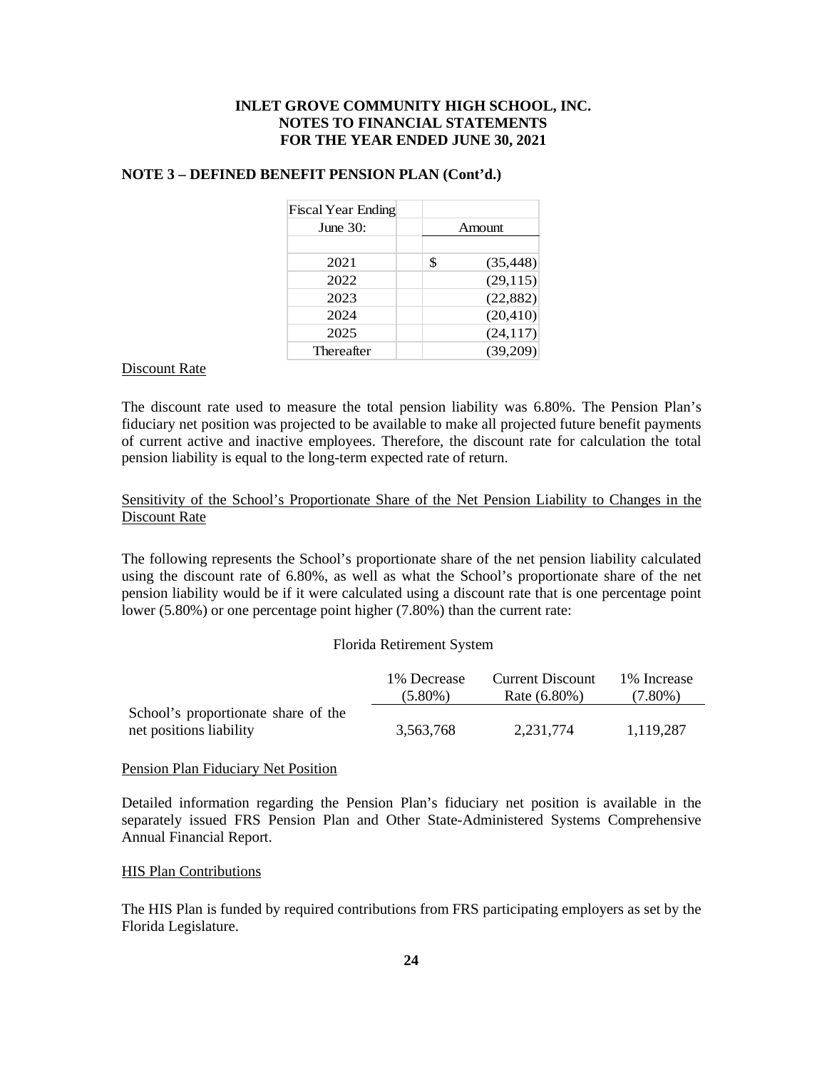**NOTE 3 – DEFINED BENEFIT PENSION PLAN (Cont'd.)**

| Fiscal Year Ending June 30: | Amount |
|---|---|
| 2021 | $ (35,448) |
| 2022 | (29,115) |
| 2023 | (22,882) |
| 2024 | (20,410) |
| 2025 | (24,117) |
| Thereafter | (39,209) |

Discount Rate

The discount rate used to measure the total pension liability was 6.80%. The Pension Plan's fiduciary net position was projected to be available to make all projected future benefit payments of current active and inactive employees. Therefore, the discount rate for calculation the total pension liability is equal to the long-term expected rate of return.

Sensitivity of the School's Proportionate Share of the Net Pension Liability to Changes in the Discount Rate

The following represents the School's proportionate share of the net pension liability calculated using the discount rate of 6.80%, as well as what the School's proportionate share of the net pension liability would be if it were calculated using a discount rate that is one percentage point lower (5.80%) or one percentage point higher (7.80%) than the current rate:

Florida Retirement System

| | 1% Decrease (5.80%) | Current Discount Rate (6.80%) | 1% Increase (7.80%) |
|---|---|---|---|
| School's proportionate share of the net positions liability | 3,563,768 | 2,231,774 | 1,119,287 |

Pension Plan Fiduciary Net Position

Detailed information regarding the Pension Plan's fiduciary net position is available in the separately issued FRS Pension Plan and Other State-Administered Systems Comprehensive Annual Financial Report.

HIS Plan Contributions

The HIS Plan is funded by required contributions from FRS participating employers as set by the Florida Legislature.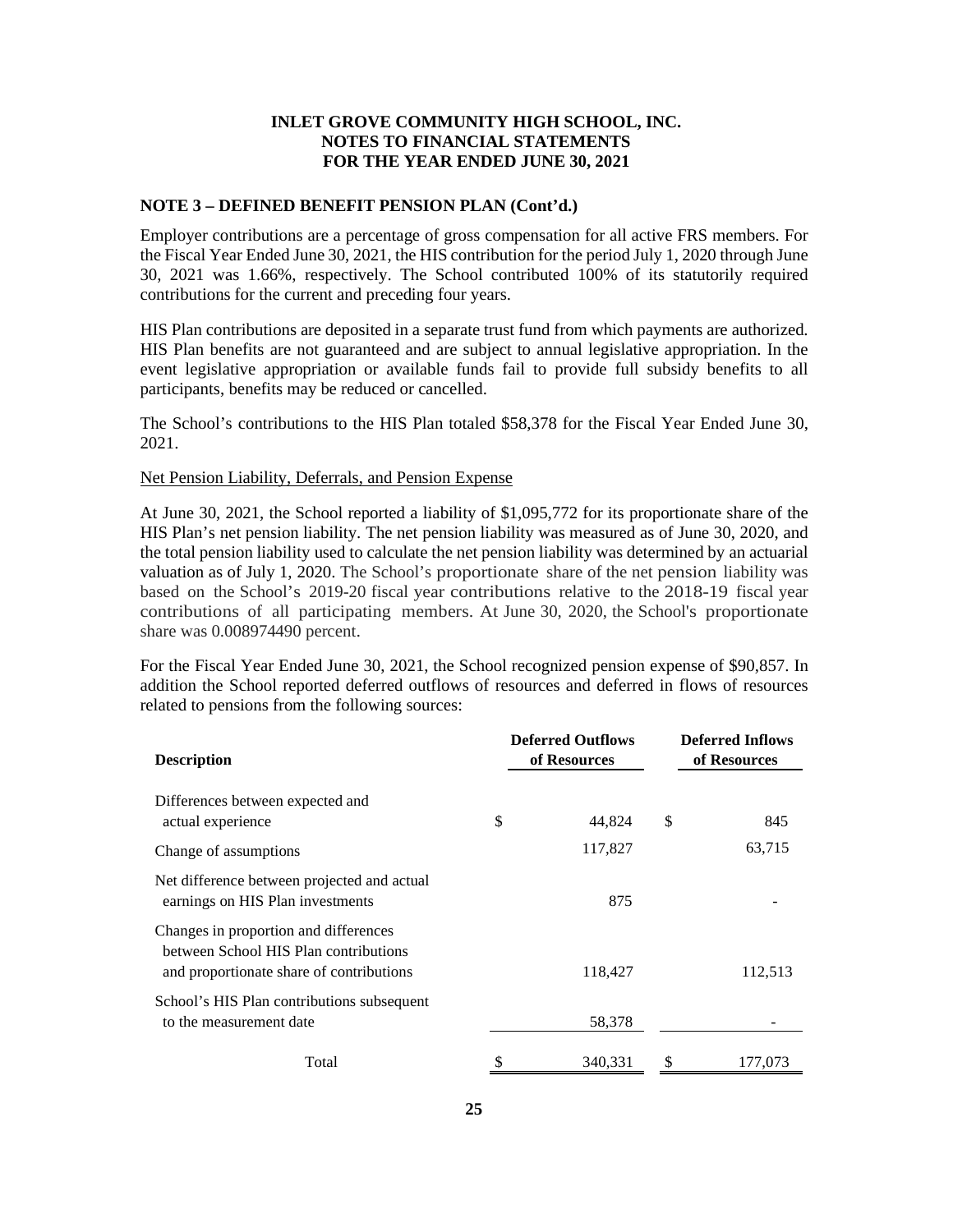# INLET GROVE COMMUNITY HIGH SCHOOL, INC.
## NOTES TO FINANCIAL STATEMENTS
## FOR THE YEAR ENDED JUNE 30, 2021

### NOTE 3 – DEFINED BENEFIT PENSION PLAN (Cont'd.)

Employer contributions are a percentage of gross compensation for all active FRS members. For the Fiscal Year Ended June 30, 2021, the HIS contribution for the period July 1, 2020 through June 30, 2021 was 1.66%, respectively. The School contributed 100% of its statutorily required contributions for the current and preceding four years.

HIS Plan contributions are deposited in a separate trust fund from which payments are authorized. HIS Plan benefits are not guaranteed and are subject to annual legislative appropriation. In the event legislative appropriation or available funds fail to provide full subsidy benefits to all participants, benefits may be reduced or cancelled.

The School's contributions to the HIS Plan totaled $58,378 for the Fiscal Year Ended June 30, 2021.

Net Pension Liability, Deferrals, and Pension Expense

At June 30, 2021, the School reported a liability of $1,095,772 for its proportionate share of the HIS Plan's net pension liability. The net pension liability was measured as of June 30, 2020, and the total pension liability used to calculate the net pension liability was determined by an actuarial valuation as of July 1, 2020. The School's proportionate share of the net pension liability was based on the School's 2019-20 fiscal year contributions relative to the 2018-19 fiscal year contributions of all participating members. At June 30, 2020, the School's proportionate share was 0.008974490 percent.

For the Fiscal Year Ended June 30, 2021, the School recognized pension expense of $90,857. In addition the School reported deferred outflows of resources and deferred in flows of resources related to pensions from the following sources:

| Description | Deferred Outflows of Resources | Deferred Inflows of Resources |
|---|---|---|
| Differences between expected and actual experience | $ 44,824 | $ 845 |
| Change of assumptions | 117,827 | 63,715 |
| Net difference between projected and actual earnings on HIS Plan investments | 875 | - |
| Changes in proportion and differences between School HIS Plan contributions and proportionate share of contributions | 118,427 | 112,513 |
| School's HIS Plan contributions subsequent to the measurement date | 58,378 | - |
| Total | $ 340,331 | $ 177,073 |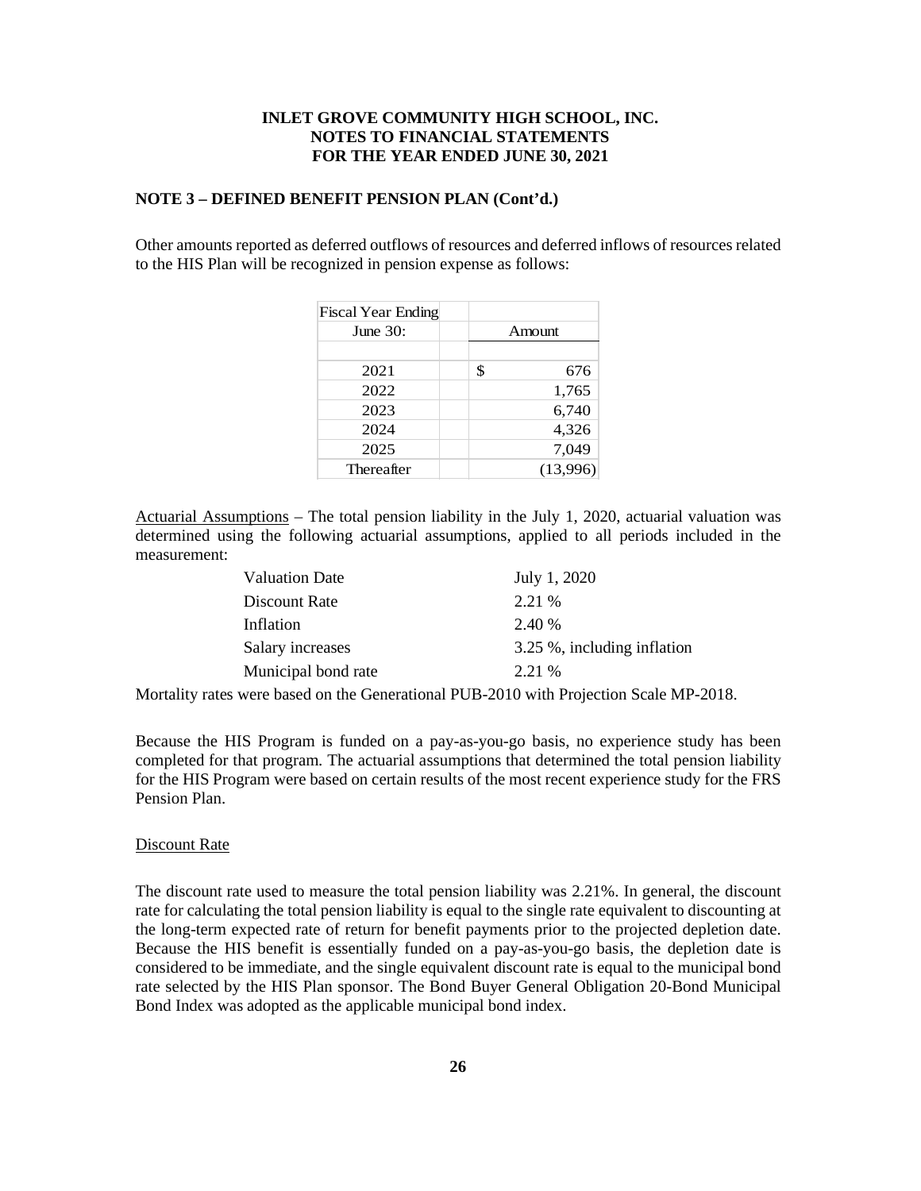**INLET GROVE COMMUNITY HIGH SCHOOL, INC.**
**NOTES TO FINANCIAL STATEMENTS**
**FOR THE YEAR ENDED JUNE 30, 2021**

**NOTE 3 – DEFINED BENEFIT PENSION PLAN (Cont'd.)**

Other amounts reported as deferred outflows of resources and deferred inflows of resources related to the HIS Plan will be recognized in pension expense as follows:

| Fiscal Year Ending June 30: | Amount |
|---|---|
| 2021 | $ 676 |
| 2022 | 1,765 |
| 2023 | 6,740 |
| 2024 | 4,326 |
| 2025 | 7,049 |
| Thereafter | (13,996) |

Actuarial Assumptions – The total pension liability in the July 1, 2020, actuarial valuation was determined using the following actuarial assumptions, applied to all periods included in the measurement:

| | |
|---|---|
| Valuation Date | July 1, 2020 |
| Discount Rate | 2.21 % |
| Inflation | 2.40 % |
| Salary increases | 3.25 %, including inflation |
| Municipal bond rate | 2.21 % |

Mortality rates were based on the Generational PUB-2010 with Projection Scale MP-2018.

Because the HIS Program is funded on a pay-as-you-go basis, no experience study has been completed for that program. The actuarial assumptions that determined the total pension liability for the HIS Program were based on certain results of the most recent experience study for the FRS Pension Plan.

Discount Rate

The discount rate used to measure the total pension liability was 2.21%. In general, the discount rate for calculating the total pension liability is equal to the single rate equivalent to discounting at the long-term expected rate of return for benefit payments prior to the projected depletion date. Because the HIS benefit is essentially funded on a pay-as-you-go basis, the depletion date is considered to be immediate, and the single equivalent discount rate is equal to the municipal bond rate selected by the HIS Plan sponsor. The Bond Buyer General Obligation 20-Bond Municipal Bond Index was adopted as the applicable municipal bond index.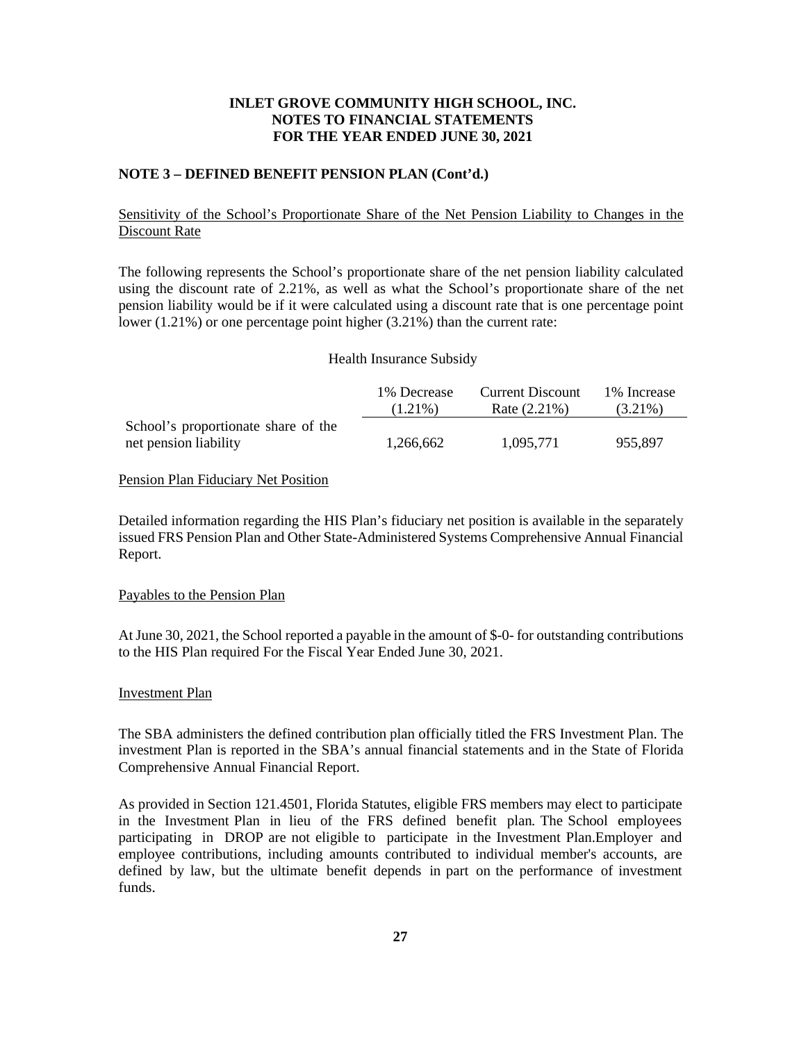**INLET GROVE COMMUNITY HIGH SCHOOL, INC.**
**NOTES TO FINANCIAL STATEMENTS**
**FOR THE YEAR ENDED JUNE 30, 2021**

**NOTE 3 – DEFINED BENEFIT PENSION PLAN (Cont'd.)**

Sensitivity of the School's Proportionate Share of the Net Pension Liability to Changes in the Discount Rate

The following represents the School's proportionate share of the net pension liability calculated using the discount rate of 2.21%, as well as what the School's proportionate share of the net pension liability would be if it were calculated using a discount rate that is one percentage point lower (1.21%) or one percentage point higher (3.21%) than the current rate:

Health Insurance Subsidy

| | 1% Decrease (1.21%) | Current Discount Rate (2.21%) | 1% Increase (3.21%) |
|---|---|---|---|
| School's proportionate share of the net pension liability | 1,266,662 | 1,095,771 | 955,897 |

Pension Plan Fiduciary Net Position

Detailed information regarding the HIS Plan's fiduciary net position is available in the separately issued FRS Pension Plan and Other State-Administered Systems Comprehensive Annual Financial Report.

Payables to the Pension Plan

At June 30, 2021, the School reported a payable in the amount of $-0- for outstanding contributions to the HIS Plan required For the Fiscal Year Ended June 30, 2021.

Investment Plan

The SBA administers the defined contribution plan officially titled the FRS Investment Plan. The investment Plan is reported in the SBA's annual financial statements and in the State of Florida Comprehensive Annual Financial Report.

As provided in Section 121.4501, Florida Statutes, eligible FRS members may elect to participate in the Investment Plan in lieu of the FRS defined benefit plan. The School employees participating in DROP are not eligible to participate in the Investment Plan.Employer and employee contributions, including amounts contributed to individual member's accounts, are defined by law, but the ultimate benefit depends in part on the performance of investment funds.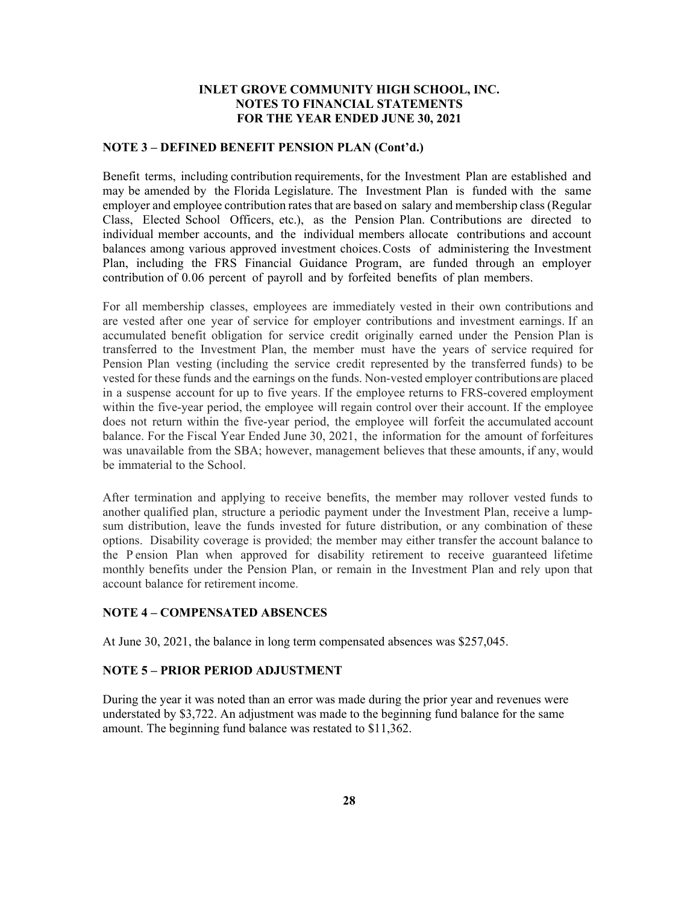# INLET GROVE COMMUNITY HIGH SCHOOL, INC.
## NOTES TO FINANCIAL STATEMENTS
## FOR THE YEAR ENDED JUNE 30, 2021

### NOTE 3 – DEFINED BENEFIT PENSION PLAN (Cont'd.)

Benefit terms, including contribution requirements, for the Investment Plan are established and may be amended by the Florida Legislature. The Investment Plan is funded with the same employer and employee contribution rates that are based on salary and membership class (Regular Class, Elected School Officers, etc.), as the Pension Plan. Contributions are directed to individual member accounts, and the individual members allocate contributions and account balances among various approved investment choices. Costs of administering the Investment Plan, including the FRS Financial Guidance Program, are funded through an employer contribution of 0.06 percent of payroll and by forfeited benefits of plan members.

For all membership classes, employees are immediately vested in their own contributions and are vested after one year of service for employer contributions and investment earnings. If an accumulated benefit obligation for service credit originally earned under the Pension Plan is transferred to the Investment Plan, the member must have the years of service required for Pension Plan vesting (including the service credit represented by the transferred funds) to be vested for these funds and the earnings on the funds. Non-vested employer contributions are placed in a suspense account for up to five years. If the employee returns to FRS-covered employment within the five-year period, the employee will regain control over their account. If the employee does not return within the five-year period, the employee will forfeit the accumulated account balance. For the Fiscal Year Ended June 30, 2021, the information for the amount of forfeitures was unavailable from the SBA; however, management believes that these amounts, if any, would be immaterial to the School.

After termination and applying to receive benefits, the member may rollover vested funds to another qualified plan, structure a periodic payment under the Investment Plan, receive a lump-sum distribution, leave the funds invested for future distribution, or any combination of these options. Disability coverage is provided; the member may either transfer the account balance to the Pension Plan when approved for disability retirement to receive guaranteed lifetime monthly benefits under the Pension Plan, or remain in the Investment Plan and rely upon that account balance for retirement income.

### NOTE 4 – COMPENSATED ABSENCES

At June 30, 2021, the balance in long term compensated absences was $257,045.

### NOTE 5 – PRIOR PERIOD ADJUSTMENT

During the year it was noted than an error was made during the prior year and revenues were understated by $3,722. An adjustment was made to the beginning fund balance for the same amount. The beginning fund balance was restated to $11,362.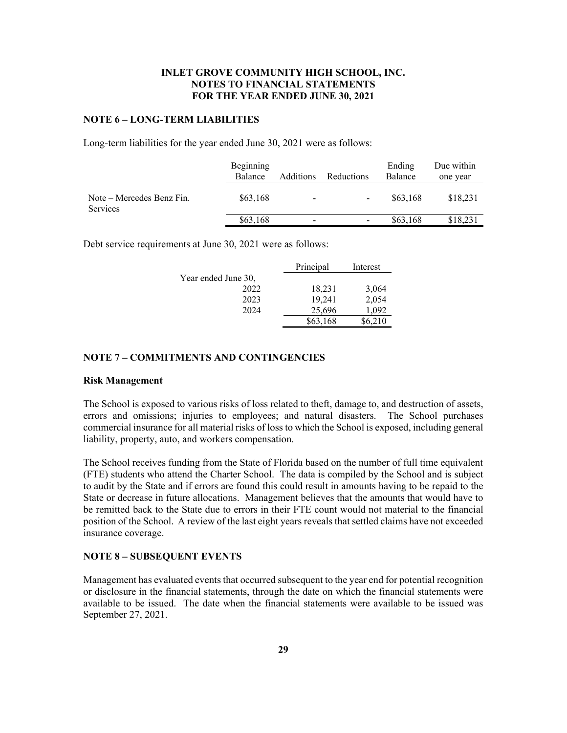# INLET GROVE COMMUNITY HIGH SCHOOL, INC.
## NOTES TO FINANCIAL STATEMENTS
## FOR THE YEAR ENDED JUNE 30, 2021

### NOTE 6 – LONG-TERM LIABILITIES

Long-term liabilities for the year ended June 30, 2021 were as follows:

| | Beginning Balance | Additions | Reductions | Ending Balance | Due within one year |
|---|---|---|---|---|---|
| Note – Mercedes Benz Fin. Services | $63,168 | - | - | $63,168 | $18,231 |
| | $63,168 | - | - | $63,168 | $18,231 |

Debt service requirements at June 30, 2021 were as follows:

| | Principal | Interest |
|---|---|---|
| Year ended June 30, | | |
| 2022 | 18,231 | 3,064 |
| 2023 | 19,241 | 2,054 |
| 2024 | 25,696 | 1,092 |
| | $63,168 | $6,210 |

### NOTE 7 – COMMITMENTS AND CONTINGENCIES

**Risk Management**

The School is exposed to various risks of loss related to theft, damage to, and destruction of assets, errors and omissions; injuries to employees; and natural disasters. The School purchases commercial insurance for all material risks of loss to which the School is exposed, including general liability, property, auto, and workers compensation.

The School receives funding from the State of Florida based on the number of full time equivalent (FTE) students who attend the Charter School. The data is compiled by the School and is subject to audit by the State and if errors are found this could result in amounts having to be repaid to the State or decrease in future allocations. Management believes that the amounts that would have to be remitted back to the State due to errors in their FTE count would not material to the financial position of the School. A review of the last eight years reveals that settled claims have not exceeded insurance coverage.

### NOTE 8 – SUBSEQUENT EVENTS

Management has evaluated events that occurred subsequent to the year end for potential recognition or disclosure in the financial statements, through the date on which the financial statements were available to be issued. The date when the financial statements were available to be issued was September 27, 2021.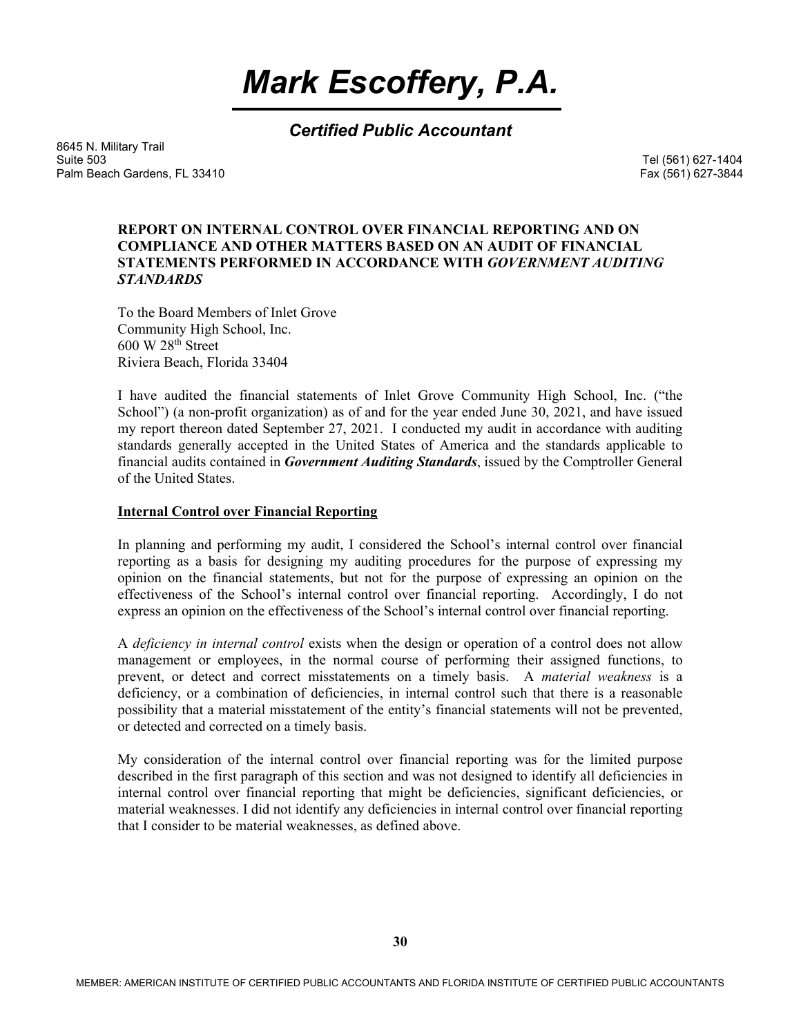# *Mark Escoffery, P.A.*

## *Certified Public Accountant*

8645 N. Military Trail
Suite 503
Palm Beach Gardens, FL 33410

Tel (561) 627-1404
Fax (561) 627-3844

**REPORT ON INTERNAL CONTROL OVER FINANCIAL REPORTING AND ON COMPLIANCE AND OTHER MATTERS BASED ON AN AUDIT OF FINANCIAL STATEMENTS PERFORMED IN ACCORDANCE WITH *GOVERNMENT AUDITING STANDARDS***

To the Board Members of Inlet Grove
Community High School, Inc.
600 W 28th Street
Riviera Beach, Florida 33404

I have audited the financial statements of Inlet Grove Community High School, Inc. ("the School") (a non-profit organization) as of and for the year ended June 30, 2021, and have issued my report thereon dated September 27, 2021. I conducted my audit in accordance with auditing standards generally accepted in the United States of America and the standards applicable to financial audits contained in ***Government Auditing Standards***, issued by the Comptroller General of the United States.

**Internal Control over Financial Reporting**

In planning and performing my audit, I considered the School's internal control over financial reporting as a basis for designing my auditing procedures for the purpose of expressing my opinion on the financial statements, but not for the purpose of expressing an opinion on the effectiveness of the School's internal control over financial reporting. Accordingly, I do not express an opinion on the effectiveness of the School's internal control over financial reporting.

A *deficiency in internal control* exists when the design or operation of a control does not allow management or employees, in the normal course of performing their assigned functions, to prevent, or detect and correct misstatements on a timely basis. A *material weakness* is a deficiency, or a combination of deficiencies, in internal control such that there is a reasonable possibility that a material misstatement of the entity's financial statements will not be prevented, or detected and corrected on a timely basis.

My consideration of the internal control over financial reporting was for the limited purpose described in the first paragraph of this section and was not designed to identify all deficiencies in internal control over financial reporting that might be deficiencies, significant deficiencies, or material weaknesses. I did not identify any deficiencies in internal control over financial reporting that I consider to be material weaknesses, as defined above.

MEMBER: AMERICAN INSTITUTE OF CERTIFIED PUBLIC ACCOUNTANTS AND FLORIDA INSTITUTE OF CERTIFIED PUBLIC ACCOUNTANTS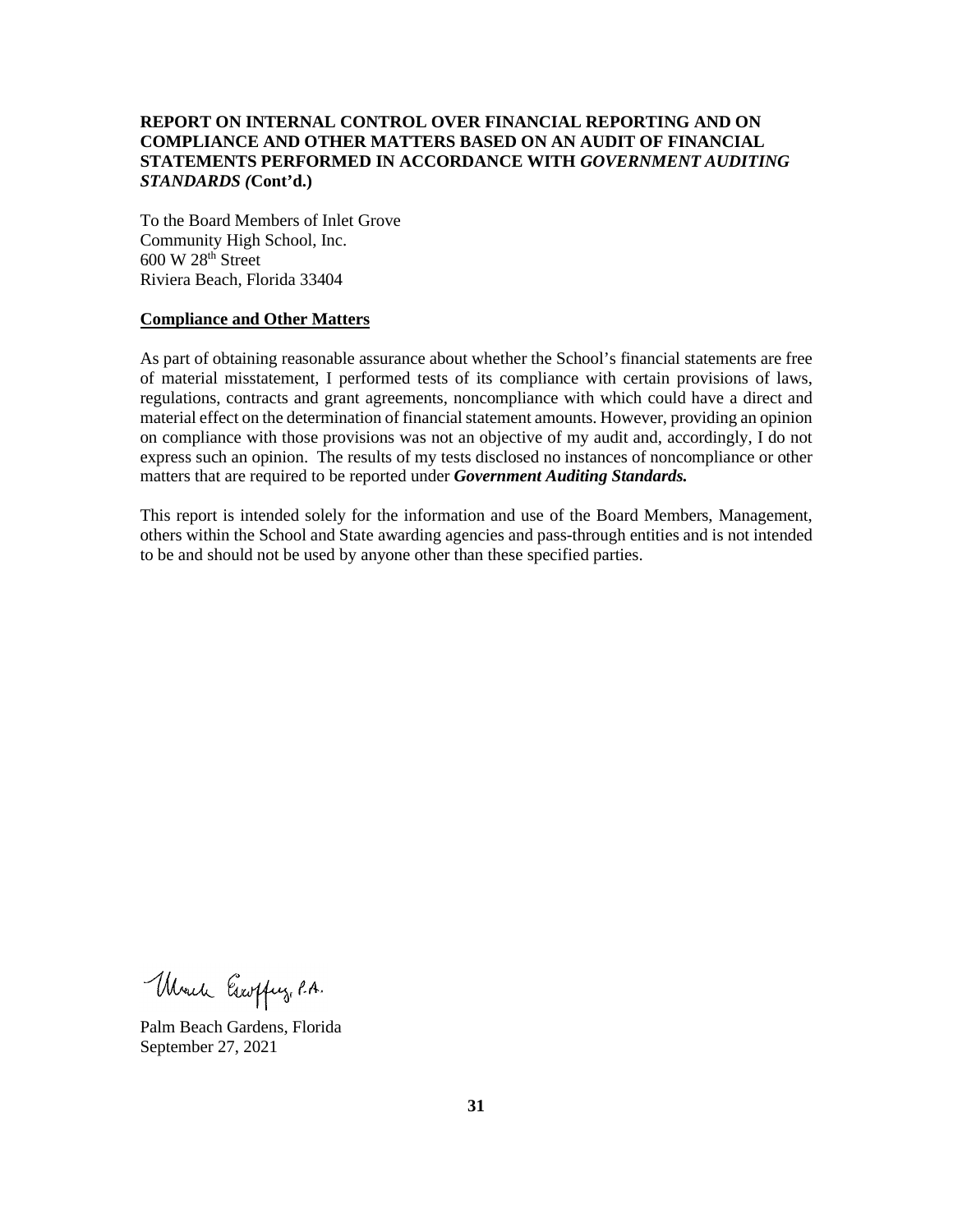**REPORT ON INTERNAL CONTROL OVER FINANCIAL REPORTING AND ON COMPLIANCE AND OTHER MATTERS BASED ON AN AUDIT OF FINANCIAL STATEMENTS PERFORMED IN ACCORDANCE WITH *GOVERNMENT AUDITING STANDARDS (*Cont'd.)**

To the Board Members of Inlet Grove
Community High School, Inc.
600 W 28th Street
Riviera Beach, Florida 33404

**Compliance and Other Matters**

As part of obtaining reasonable assurance about whether the School's financial statements are free of material misstatement, I performed tests of its compliance with certain provisions of laws, regulations, contracts and grant agreements, noncompliance with which could have a direct and material effect on the determination of financial statement amounts. However, providing an opinion on compliance with those provisions was not an objective of my audit and, accordingly, I do not express such an opinion. The results of my tests disclosed no instances of noncompliance or other matters that are required to be reported under ***Government Auditing Standards.***

This report is intended solely for the information and use of the Board Members, Management, others within the School and State awarding agencies and pass-through entities and is not intended to be and should not be used by anyone other than these specified parties.

Mark Escoffery, P.A.

Palm Beach Gardens, Florida
September 27, 2021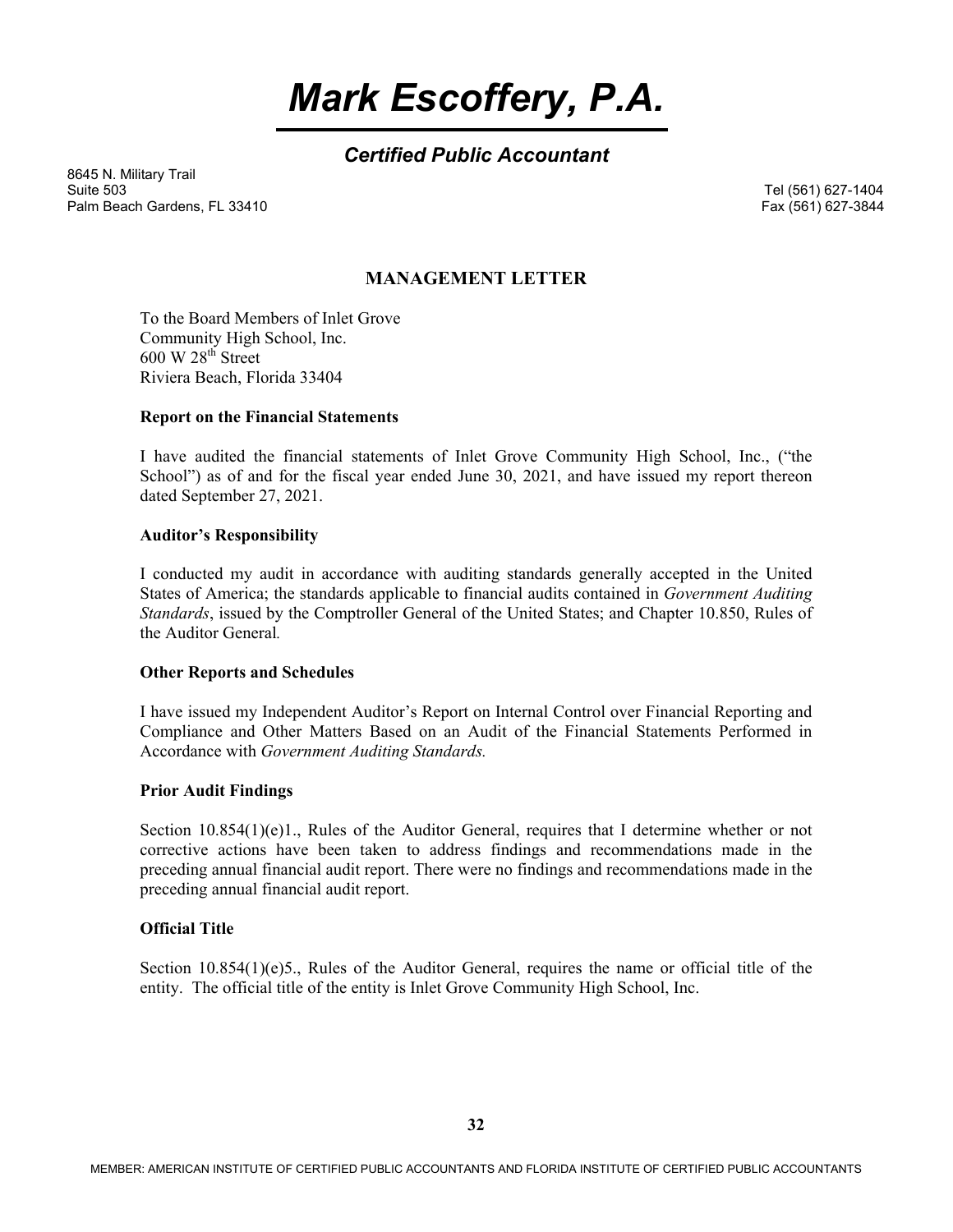# *Mark Escoffery, P.A.*

## *Certified Public Accountant*

8645 N. Military Trail
Suite 503
Palm Beach Gardens, FL 33410

Tel (561) 627-1404
Fax (561) 627-3844

## MANAGEMENT LETTER

To the Board Members of Inlet Grove
Community High School, Inc.
600 W 28th Street
Riviera Beach, Florida 33404

**Report on the Financial Statements**

I have audited the financial statements of Inlet Grove Community High School, Inc., ("the School") as of and for the fiscal year ended June 30, 2021, and have issued my report thereon dated September 27, 2021.

**Auditor's Responsibility**

I conducted my audit in accordance with auditing standards generally accepted in the United States of America; the standards applicable to financial audits contained in *Government Auditing Standards*, issued by the Comptroller General of the United States; and Chapter 10.850, Rules of the Auditor General.

**Other Reports and Schedules**

I have issued my Independent Auditor's Report on Internal Control over Financial Reporting and Compliance and Other Matters Based on an Audit of the Financial Statements Performed in Accordance with *Government Auditing Standards.*

**Prior Audit Findings**

Section 10.854(1)(e)1., Rules of the Auditor General, requires that I determine whether or not corrective actions have been taken to address findings and recommendations made in the preceding annual financial audit report. There were no findings and recommendations made in the preceding annual financial audit report.

**Official Title**

Section 10.854(1)(e)5., Rules of the Auditor General, requires the name or official title of the entity. The official title of the entity is Inlet Grove Community High School, Inc.

MEMBER: AMERICAN INSTITUTE OF CERTIFIED PUBLIC ACCOUNTANTS AND FLORIDA INSTITUTE OF CERTIFIED PUBLIC ACCOUNTANTS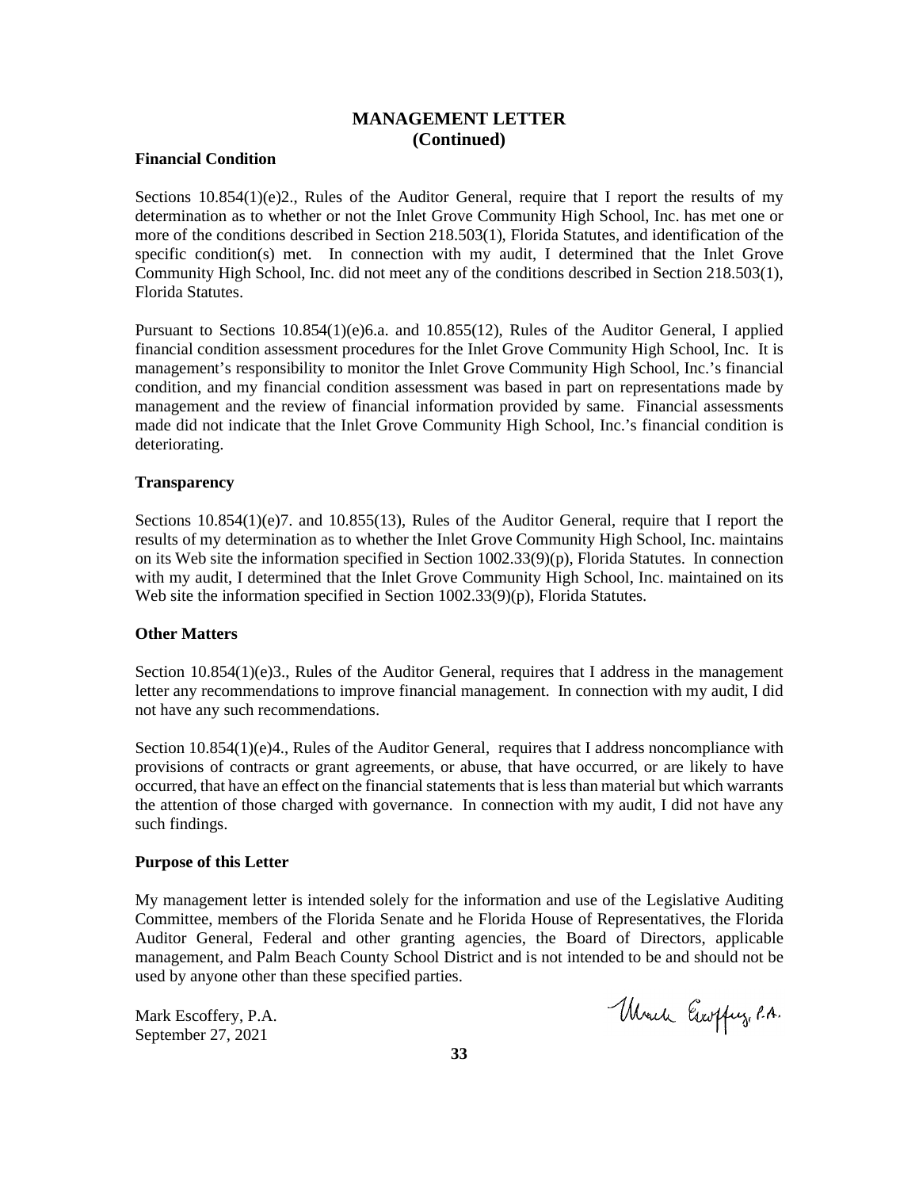## MANAGEMENT LETTER
## (Continued)

### Financial Condition

Sections 10.854(1)(e)2., Rules of the Auditor General, require that I report the results of my determination as to whether or not the Inlet Grove Community High School, Inc. has met one or more of the conditions described in Section 218.503(1), Florida Statutes, and identification of the specific condition(s) met. In connection with my audit, I determined that the Inlet Grove Community High School, Inc. did not meet any of the conditions described in Section 218.503(1), Florida Statutes.

Pursuant to Sections 10.854(1)(e)6.a. and 10.855(12), Rules of the Auditor General, I applied financial condition assessment procedures for the Inlet Grove Community High School, Inc. It is management's responsibility to monitor the Inlet Grove Community High School, Inc.'s financial condition, and my financial condition assessment was based in part on representations made by management and the review of financial information provided by same. Financial assessments made did not indicate that the Inlet Grove Community High School, Inc.'s financial condition is deteriorating.

### Transparency

Sections 10.854(1)(e)7. and 10.855(13), Rules of the Auditor General, require that I report the results of my determination as to whether the Inlet Grove Community High School, Inc. maintains on its Web site the information specified in Section 1002.33(9)(p), Florida Statutes. In connection with my audit, I determined that the Inlet Grove Community High School, Inc. maintained on its Web site the information specified in Section 1002.33(9)(p), Florida Statutes.

### Other Matters

Section 10.854(1)(e)3., Rules of the Auditor General, requires that I address in the management letter any recommendations to improve financial management. In connection with my audit, I did not have any such recommendations.

Section 10.854(1)(e)4., Rules of the Auditor General, requires that I address noncompliance with provisions of contracts or grant agreements, or abuse, that have occurred, or are likely to have occurred, that have an effect on the financial statements that is less than material but which warrants the attention of those charged with governance. In connection with my audit, I did not have any such findings.

### Purpose of this Letter

My management letter is intended solely for the information and use of the Legislative Auditing Committee, members of the Florida Senate and he Florida House of Representatives, the Florida Auditor General, Federal and other granting agencies, the Board of Directors, applicable management, and Palm Beach County School District and is not intended to be and should not be used by anyone other than these specified parties.

Mark Escoffery, P.A.
September 27, 2021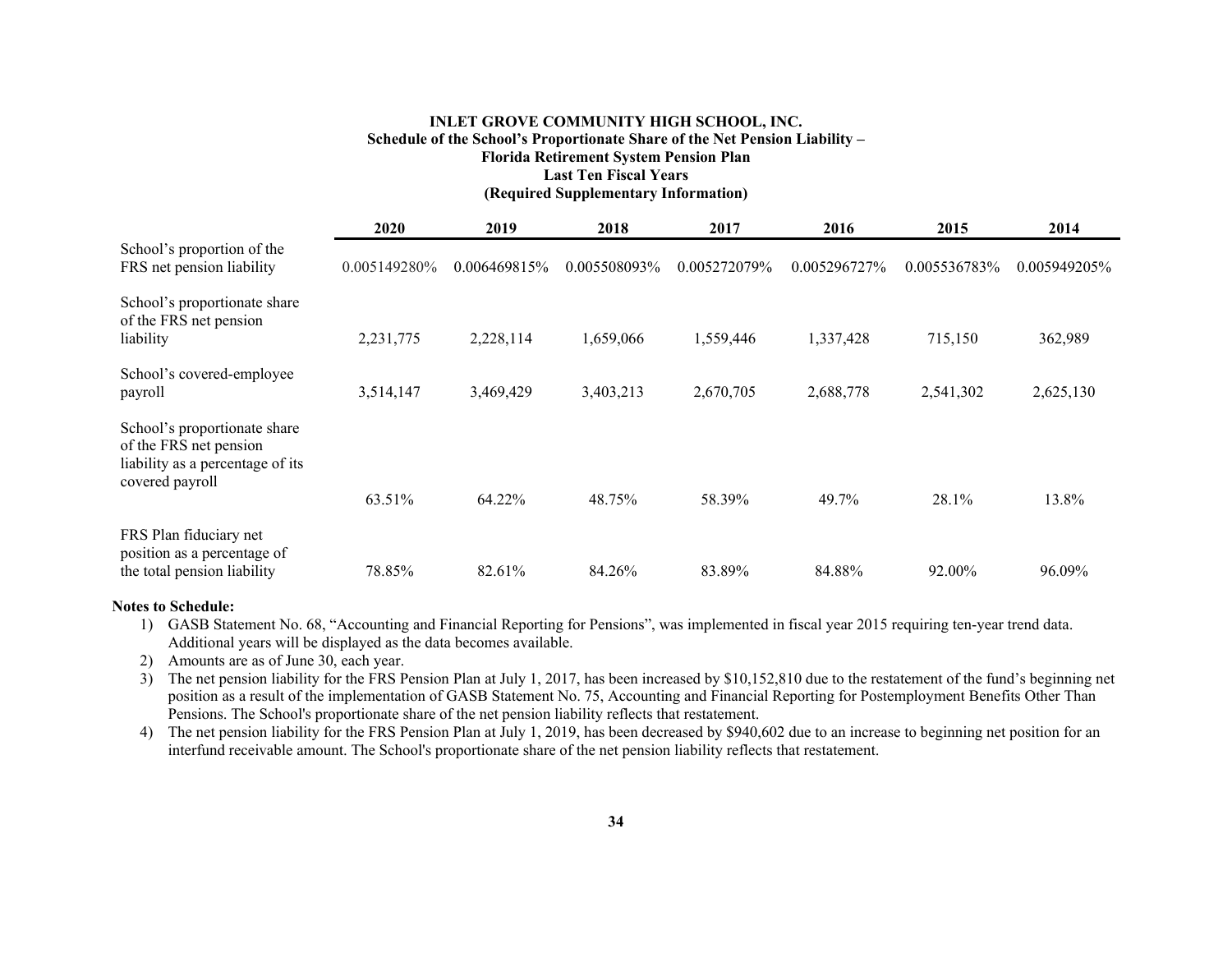# INLET GROVE COMMUNITY HIGH SCHOOL, INC.

## Schedule of the School's Proportionate Share of the Net Pension Liability – Florida Retirement System Pension Plan

### Last Ten Fiscal Years

### (Required Supplementary Information)

| | 2020 | 2019 | 2018 | 2017 | 2016 | 2015 | 2014 |
|---|---|---|---|---|---|---|---|
| School's proportion of the FRS net pension liability | 0.005149280% | 0.006469815% | 0.005508093% | 0.005272079% | 0.005296727% | 0.005536783% | 0.005949205% |
| School's proportionate share of the FRS net pension liability | 2,231,775 | 2,228,114 | 1,659,066 | 1,559,446 | 1,337,428 | 715,150 | 362,989 |
| School's covered-employee payroll | 3,514,147 | 3,469,429 | 3,403,213 | 2,670,705 | 2,688,778 | 2,541,302 | 2,625,130 |
| School's proportionate share of the FRS net pension liability as a percentage of its covered payroll | 63.51% | 64.22% | 48.75% | 58.39% | 49.7% | 28.1% | 13.8% |
| FRS Plan fiduciary net position as a percentage of the total pension liability | 78.85% | 82.61% | 84.26% | 83.89% | 84.88% | 92.00% | 96.09% |

**Notes to Schedule:**

1) GASB Statement No. 68, "Accounting and Financial Reporting for Pensions", was implemented in fiscal year 2015 requiring ten-year trend data. Additional years will be displayed as the data becomes available.
2) Amounts are as of June 30, each year.
3) The net pension liability for the FRS Pension Plan at July 1, 2017, has been increased by $10,152,810 due to the restatement of the fund's beginning net position as a result of the implementation of GASB Statement No. 75, Accounting and Financial Reporting for Postemployment Benefits Other Than Pensions. The School's proportionate share of the net pension liability reflects that restatement.
4) The net pension liability for the FRS Pension Plan at July 1, 2019, has been decreased by $940,602 due to an increase to beginning net position for an interfund receivable amount. The School's proportionate share of the net pension liability reflects that restatement.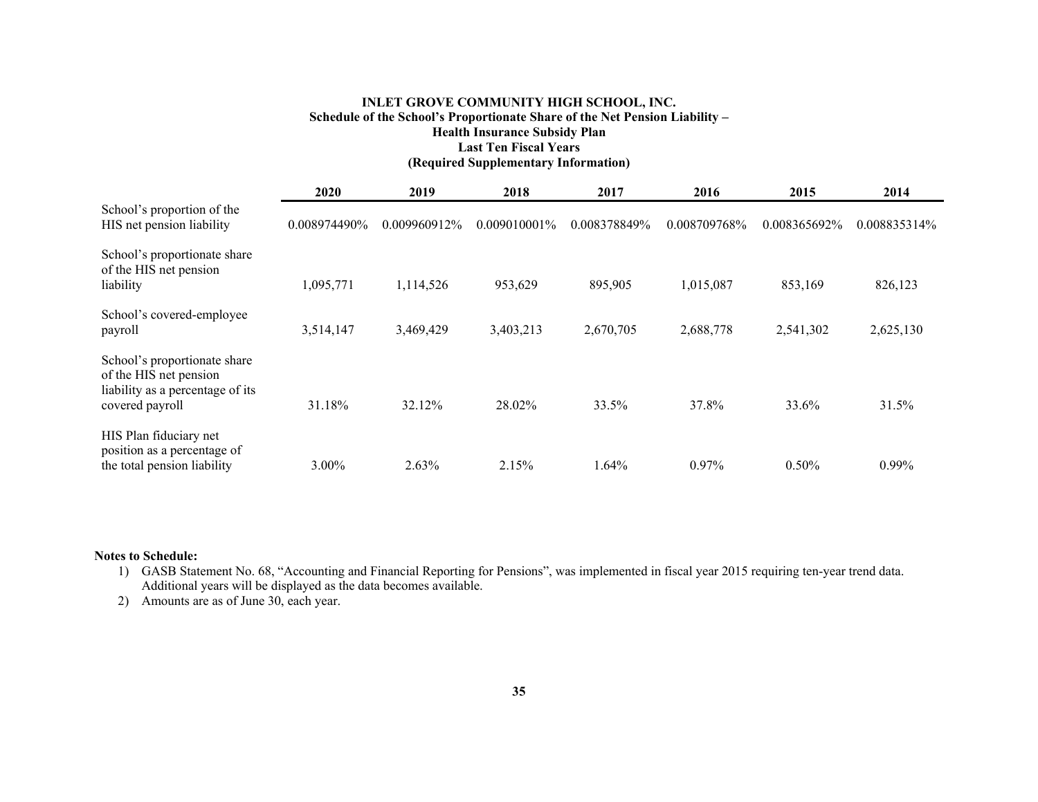**INLET GROVE COMMUNITY HIGH SCHOOL, INC.**
**Schedule of the School's Proportionate Share of the Net Pension Liability –**
**Health Insurance Subsidy Plan**
**Last Ten Fiscal Years**
**(Required Supplementary Information)**

| | 2020 | 2019 | 2018 | 2017 | 2016 | 2015 | 2014 |
|---|---|---|---|---|---|---|---|
| School's proportion of the HIS net pension liability | 0.008974490% | 0.009960912% | 0.009010001% | 0.008378849% | 0.008709768% | 0.008365692% | 0.008835314% |
| School's proportionate share of the HIS net pension liability | 1,095,771 | 1,114,526 | 953,629 | 895,905 | 1,015,087 | 853,169 | 826,123 |
| School's covered-employee payroll | 3,514,147 | 3,469,429 | 3,403,213 | 2,670,705 | 2,688,778 | 2,541,302 | 2,625,130 |
| School's proportionate share of the HIS net pension liability as a percentage of its covered payroll | 31.18% | 32.12% | 28.02% | 33.5% | 37.8% | 33.6% | 31.5% |
| HIS Plan fiduciary net position as a percentage of the total pension liability | 3.00% | 2.63% | 2.15% | 1.64% | 0.97% | 0.50% | 0.99% |

**Notes to Schedule:**

1) GASB Statement No. 68, "Accounting and Financial Reporting for Pensions", was implemented in fiscal year 2015 requiring ten-year trend data. Additional years will be displayed as the data becomes available.
2) Amounts are as of June 30, each year.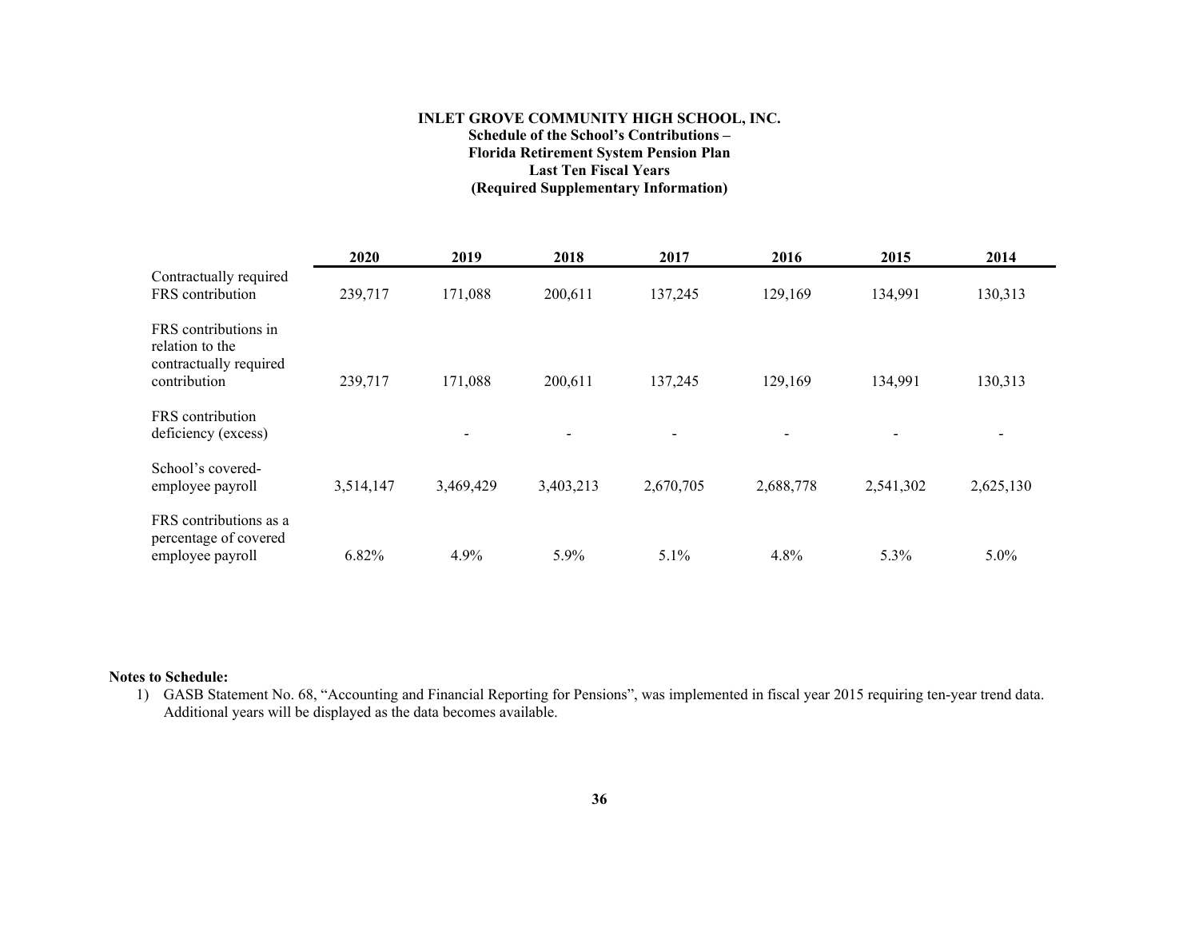**INLET GROVE COMMUNITY HIGH SCHOOL, INC.**
**Schedule of the School's Contributions –**
**Florida Retirement System Pension Plan**
**Last Ten Fiscal Years**
**(Required Supplementary Information)**

| | 2020 | 2019 | 2018 | 2017 | 2016 | 2015 | 2014 |
|---|---|---|---|---|---|---|---|
| Contractually required FRS contribution | 239,717 | 171,088 | 200,611 | 137,245 | 129,169 | 134,991 | 130,313 |
| FRS contributions in relation to the contractually required contribution | 239,717 | 171,088 | 200,611 | 137,245 | 129,169 | 134,991 | 130,313 |
| FRS contribution deficiency (excess) | | - | - | - | - | - | - |
| School's covered-employee payroll | 3,514,147 | 3,469,429 | 3,403,213 | 2,670,705 | 2,688,778 | 2,541,302 | 2,625,130 |
| FRS contributions as a percentage of covered employee payroll | 6.82% | 4.9% | 5.9% | 5.1% | 4.8% | 5.3% | 5.0% |

**Notes to Schedule:**

1) GASB Statement No. 68, "Accounting and Financial Reporting for Pensions", was implemented in fiscal year 2015 requiring ten-year trend data. Additional years will be displayed as the data becomes available.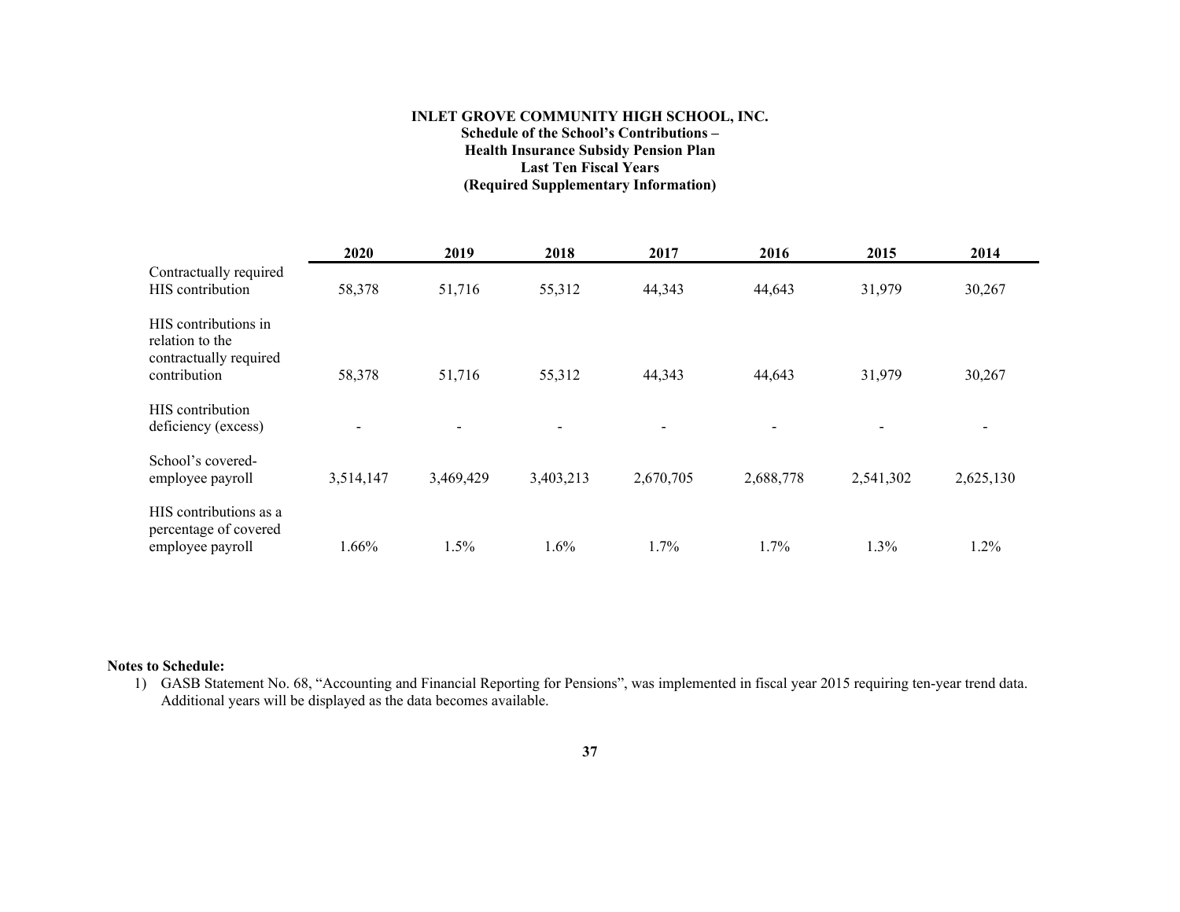**INLET GROVE COMMUNITY HIGH SCHOOL, INC.**
**Schedule of the School's Contributions –**
**Health Insurance Subsidy Pension Plan**
**Last Ten Fiscal Years**
**(Required Supplementary Information)**

| | 2020 | 2019 | 2018 | 2017 | 2016 | 2015 | 2014 |
|---|---|---|---|---|---|---|---|
| Contractually required HIS contribution | 58,378 | 51,716 | 55,312 | 44,343 | 44,643 | 31,979 | 30,267 |
| HIS contributions in relation to the contractually required contribution | 58,378 | 51,716 | 55,312 | 44,343 | 44,643 | 31,979 | 30,267 |
| HIS contribution deficiency (excess) | - | - | - | - | - | - | - |
| School's covered-employee payroll | 3,514,147 | 3,469,429 | 3,403,213 | 2,670,705 | 2,688,778 | 2,541,302 | 2,625,130 |
| HIS contributions as a percentage of covered employee payroll | 1.66% | 1.5% | 1.6% | 1.7% | 1.7% | 1.3% | 1.2% |

**Notes to Schedule:**

1) GASB Statement No. 68, "Accounting and Financial Reporting for Pensions", was implemented in fiscal year 2015 requiring ten-year trend data. Additional years will be displayed as the data becomes available.